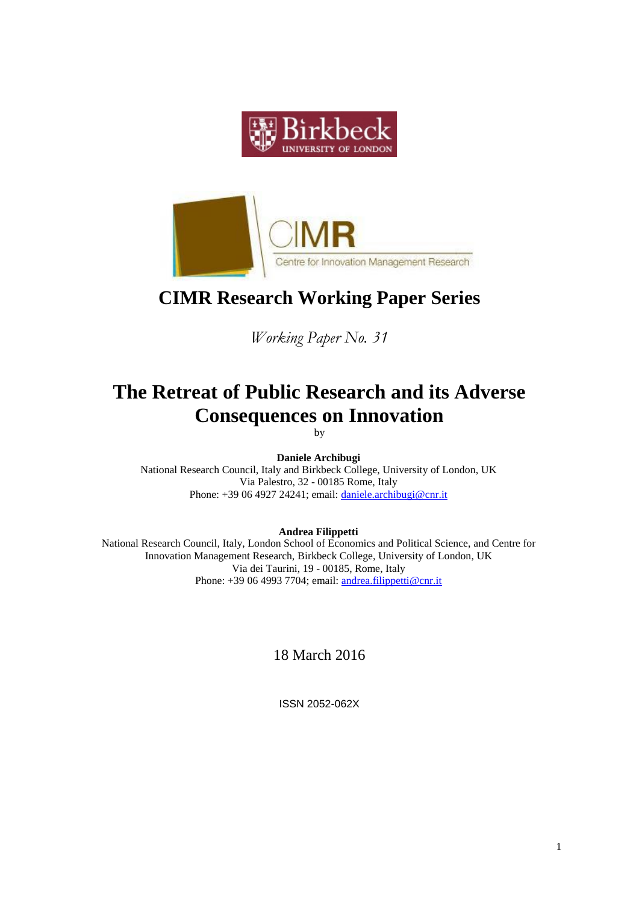Birkbeck
UNIVERSITY OF LONDON

CIMR
Centre for Innovation Management Research

# CIMR Research Working Paper Series

*Working Paper No. 31*

# The Retreat of Public Research and its Adverse Consequences on Innovation

by

**Daniele Archibugi**
National Research Council, Italy and Birkbeck College, University of London, UK
Via Palestro, 32 - 00185 Rome, Italy
Phone: +39 06 4927 24241; email: daniele.archibugi@cnr.it

**Andrea Filippetti**
National Research Council, Italy, London School of Economics and Political Science, and Centre for Innovation Management Research, Birkbeck College, University of London, UK
Via dei Taurini, 19 - 00185, Rome, Italy
Phone: +39 06 4993 7704; email: andrea.filippetti@cnr.it

18 March 2016

ISSN 2052-062X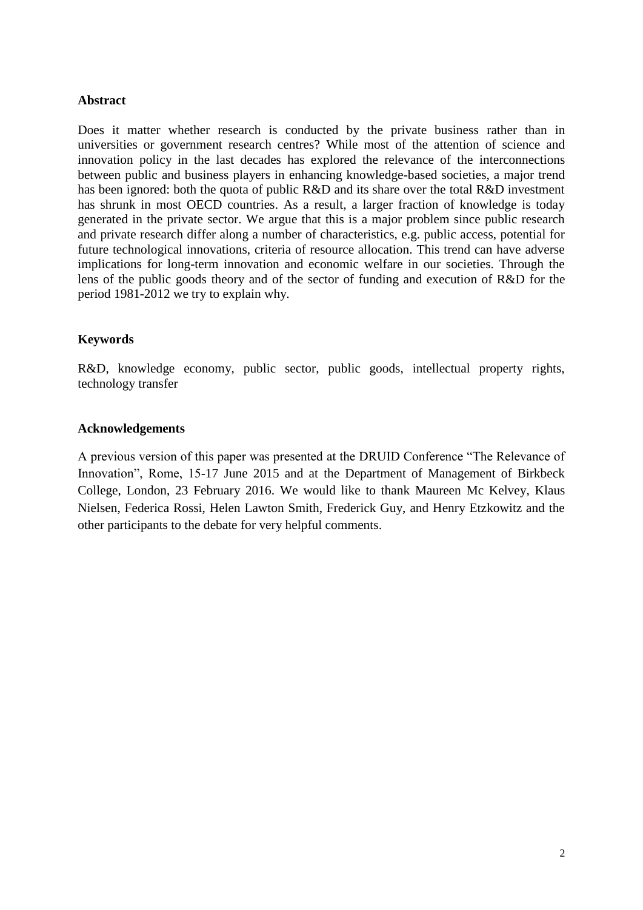## Abstract

Does it matter whether research is conducted by the private business rather than in universities or government research centres? While most of the attention of science and innovation policy in the last decades has explored the relevance of the interconnections between public and business players in enhancing knowledge-based societies, a major trend has been ignored: both the quota of public R&D and its share over the total R&D investment has shrunk in most OECD countries. As a result, a larger fraction of knowledge is today generated in the private sector. We argue that this is a major problem since public research and private research differ along a number of characteristics, e.g. public access, potential for future technological innovations, criteria of resource allocation. This trend can have adverse implications for long-term innovation and economic welfare in our societies. Through the lens of the public goods theory and of the sector of funding and execution of R&D for the period 1981-2012 we try to explain why.

## Keywords

R&D, knowledge economy, public sector, public goods, intellectual property rights, technology transfer

## Acknowledgements

A previous version of this paper was presented at the DRUID Conference "The Relevance of Innovation", Rome, 15-17 June 2015 and at the Department of Management of Birkbeck College, London, 23 February 2016. We would like to thank Maureen Mc Kelvey, Klaus Nielsen, Federica Rossi, Helen Lawton Smith, Frederick Guy, and Henry Etzkowitz and the other participants to the debate for very helpful comments.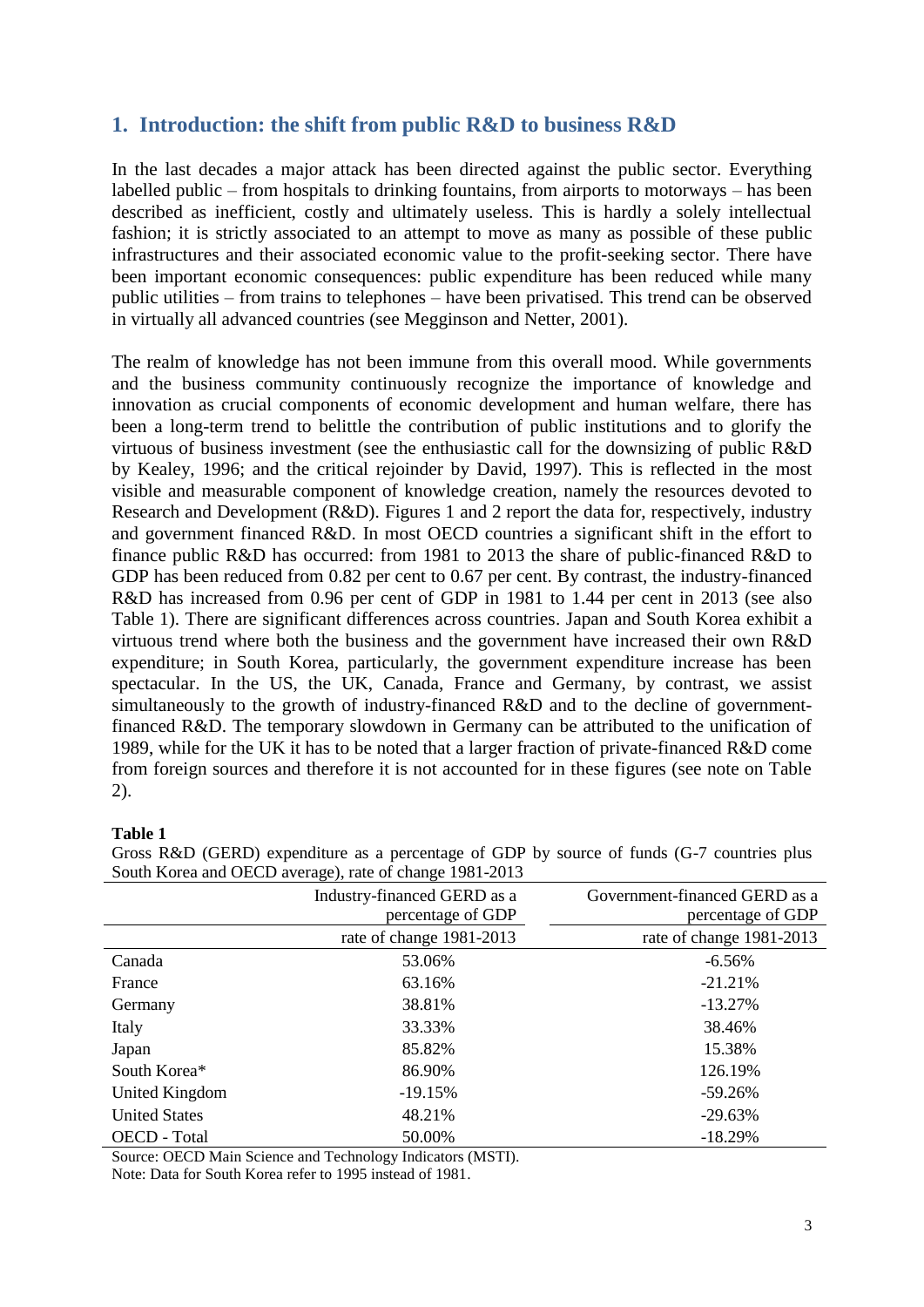## 1. Introduction: the shift from public R&D to business R&D

In the last decades a major attack has been directed against the public sector. Everything labelled public – from hospitals to drinking fountains, from airports to motorways – has been described as inefficient, costly and ultimately useless. This is hardly a solely intellectual fashion; it is strictly associated to an attempt to move as many as possible of these public infrastructures and their associated economic value to the profit-seeking sector. There have been important economic consequences: public expenditure has been reduced while many public utilities – from trains to telephones – have been privatised. This trend can be observed in virtually all advanced countries (see Megginson and Netter, 2001).

The realm of knowledge has not been immune from this overall mood. While governments and the business community continuously recognize the importance of knowledge and innovation as crucial components of economic development and human welfare, there has been a long-term trend to belittle the contribution of public institutions and to glorify the virtuous of business investment (see the enthusiastic call for the downsizing of public R&D by Kealey, 1996; and the critical rejoinder by David, 1997). This is reflected in the most visible and measurable component of knowledge creation, namely the resources devoted to Research and Development (R&D). Figures 1 and 2 report the data for, respectively, industry and government financed R&D. In most OECD countries a significant shift in the effort to finance public R&D has occurred: from 1981 to 2013 the share of public-financed R&D to GDP has been reduced from 0.82 per cent to 0.67 per cent. By contrast, the industry-financed R&D has increased from 0.96 per cent of GDP in 1981 to 1.44 per cent in 2013 (see also Table 1). There are significant differences across countries. Japan and South Korea exhibit a virtuous trend where both the business and the government have increased their own R&D expenditure; in South Korea, particularly, the government expenditure increase has been spectacular. In the US, the UK, Canada, France and Germany, by contrast, we assist simultaneously to the growth of industry-financed R&D and to the decline of government-financed R&D. The temporary slowdown in Germany can be attributed to the unification of 1989, while for the UK it has to be noted that a larger fraction of private-financed R&D come from foreign sources and therefore it is not accounted for in these figures (see note on Table 2).

**Table 1**

Gross R&D (GERD) expenditure as a percentage of GDP by source of funds (G-7 countries plus South Korea and OECD average), rate of change 1981-2013

| | Industry-financed GERD as a percentage of GDP | Government-financed GERD as a percentage of GDP |
|---|---|---|
| | rate of change 1981-2013 | rate of change 1981-2013 |
| Canada | 53.06% | -6.56% |
| France | 63.16% | -21.21% |
| Germany | 38.81% | -13.27% |
| Italy | 33.33% | 38.46% |
| Japan | 85.82% | 15.38% |
| South Korea* | 86.90% | 126.19% |
| United Kingdom | -19.15% | -59.26% |
| United States | 48.21% | -29.63% |
| OECD - Total | 50.00% | -18.29% |

Source: OECD Main Science and Technology Indicators (MSTI).

Note: Data for South Korea refer to 1995 instead of 1981.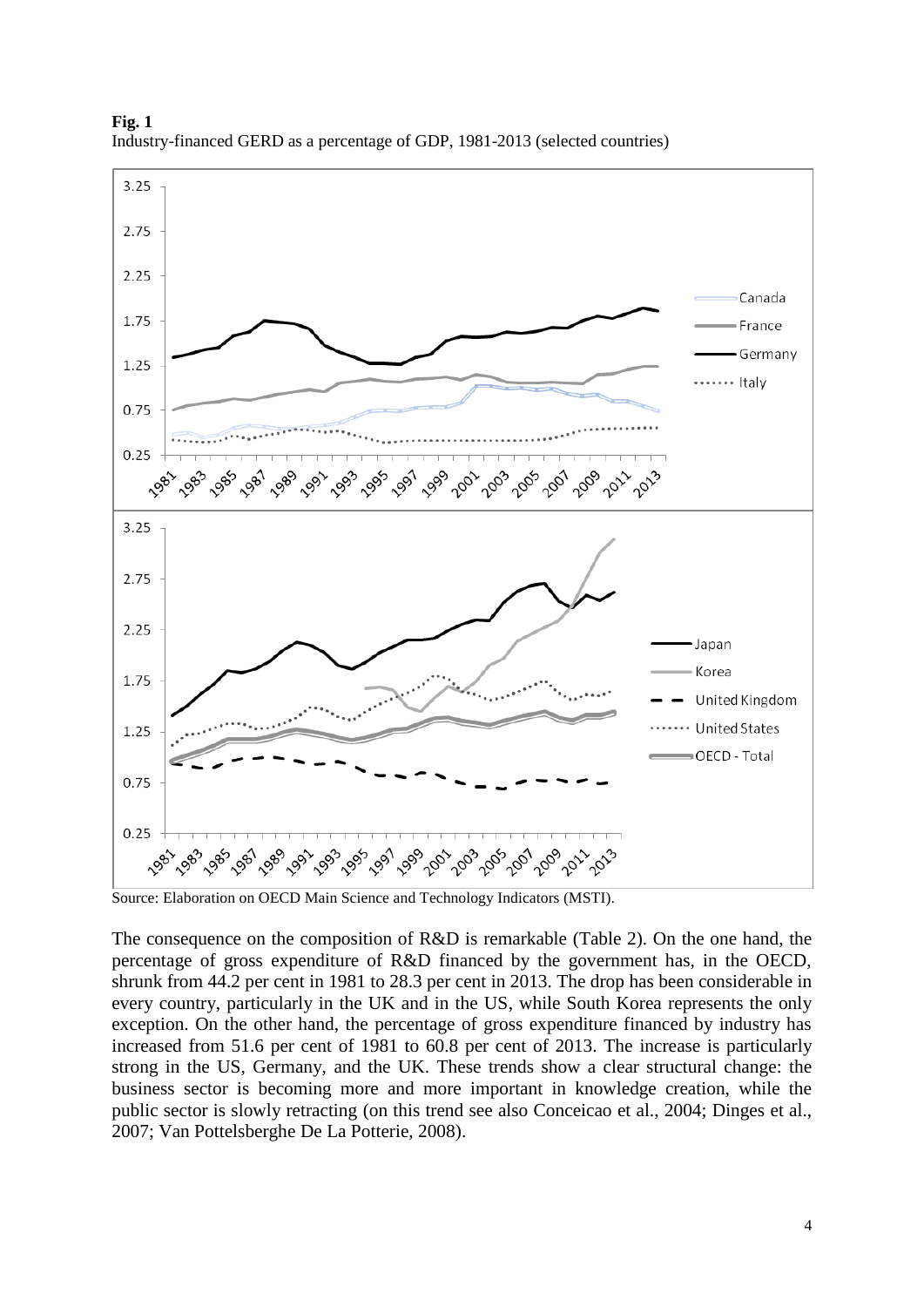**Fig. 1**
Industry-financed GERD as a percentage of GDP, 1981-2013 (selected countries)

Source: Elaboration on OECD Main Science and Technology Indicators (MSTI).

The consequence on the composition of R&D is remarkable (Table 2). On the one hand, the percentage of gross expenditure of R&D financed by the government has, in the OECD, shrunk from 44.2 per cent in 1981 to 28.3 per cent in 2013. The drop has been considerable in every country, particularly in the UK and in the US, while South Korea represents the only exception. On the other hand, the percentage of gross expenditure financed by industry has increased from 51.6 per cent of 1981 to 60.8 per cent of 2013. The increase is particularly strong in the US, Germany, and the UK. These trends show a clear structural change: the business sector is becoming more and more important in knowledge creation, while the public sector is slowly retracting (on this trend see also Conceicao et al., 2004; Dinges et al., 2007; Van Pottelsberghe De La Potterie, 2008).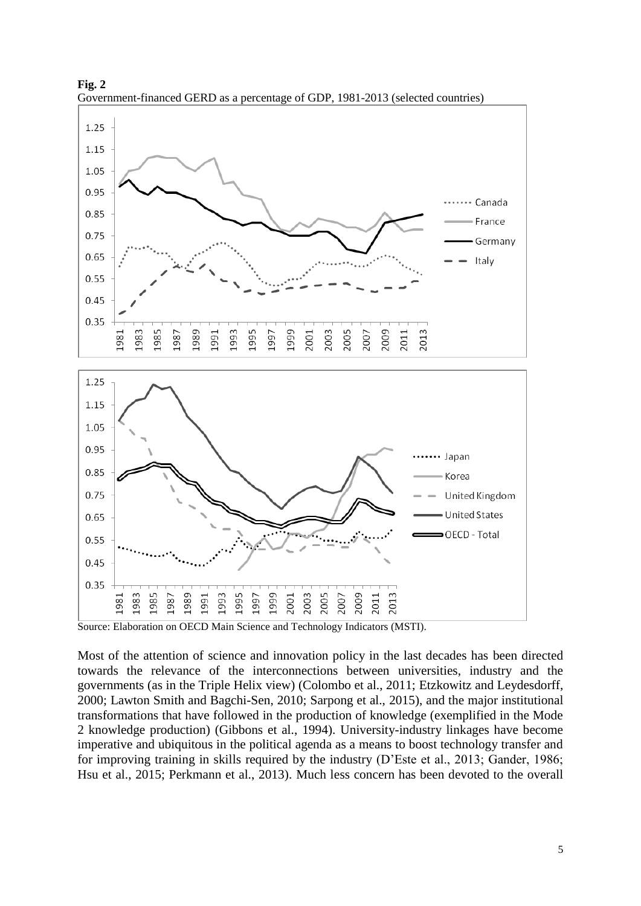**Fig. 2**
Government-financed GERD as a percentage of GDP, 1981-2013 (selected countries)

Source: Elaboration on OECD Main Science and Technology Indicators (MSTI).

Most of the attention of science and innovation policy in the last decades has been directed towards the relevance of the interconnections between universities, industry and the governments (as in the Triple Helix view) (Colombo et al., 2011; Etzkowitz and Leydesdorff, 2000; Lawton Smith and Bagchi-Sen, 2010; Sarpong et al., 2015), and the major institutional transformations that have followed in the production of knowledge (exemplified in the Mode 2 knowledge production) (Gibbons et al., 1994). University-industry linkages have become imperative and ubiquitous in the political agenda as a means to boost technology transfer and for improving training in skills required by the industry (D'Este et al., 2013; Gander, 1986; Hsu et al., 2015; Perkmann et al., 2013). Much less concern has been devoted to the overall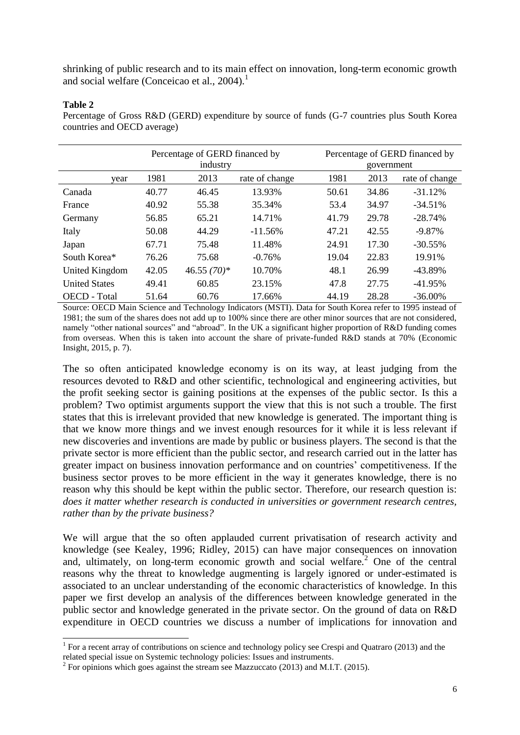shrinking of public research and to its main effect on innovation, long-term economic growth and social welfare (Conceicao et al., 2004).[1]

**Table 2**

Percentage of Gross R&D (GERD) expenditure by source of funds (G-7 countries plus South Korea countries and OECD average)

| | Percentage of GERD financed by industry | | | Percentage of GERD financed by government | | |
|---|---|---|---|---|---|---|
| year | 1981 | 2013 | rate of change | 1981 | 2013 | rate of change |
| Canada | 40.77 | 46.45 | 13.93% | 50.61 | 34.86 | -31.12% |
| France | 40.92 | 55.38 | 35.34% | 53.4 | 34.97 | -34.51% |
| Germany | 56.85 | 65.21 | 14.71% | 41.79 | 29.78 | -28.74% |
| Italy | 50.08 | 44.29 | -11.56% | 47.21 | 42.55 | -9.87% |
| Japan | 67.71 | 75.48 | 11.48% | 24.91 | 17.30 | -30.55% |
| South Korea* | 76.26 | 75.68 | -0.76% | 19.04 | 22.83 | 19.91% |
| United Kingdom | 42.05 | 46.55 *(70)** | 10.70% | 48.1 | 26.99 | -43.89% |
| United States | 49.41 | 60.85 | 23.15% | 47.8 | 27.75 | -41.95% |
| OECD - Total | 51.64 | 60.76 | 17.66% | 44.19 | 28.28 | -36.00% |

Source: OECD Main Science and Technology Indicators (MSTI). Data for South Korea refer to 1995 instead of 1981; the sum of the shares does not add up to 100% since there are other minor sources that are not considered, namely "other national sources" and "abroad". In the UK a significant higher proportion of R&D funding comes from overseas. When this is taken into account the share of private-funded R&D stands at 70% (Economic Insight, 2015, p. 7).

The so often anticipated knowledge economy is on its way, at least judging from the resources devoted to R&D and other scientific, technological and engineering activities, but the profit seeking sector is gaining positions at the expenses of the public sector. Is this a problem? Two optimist arguments support the view that this is not such a trouble. The first states that this is irrelevant provided that new knowledge is generated. The important thing is that we know more things and we invest enough resources for it while it is less relevant if new discoveries and inventions are made by public or business players. The second is that the private sector is more efficient than the public sector, and research carried out in the latter has greater impact on business innovation performance and on countries' competitiveness. If the business sector proves to be more efficient in the way it generates knowledge, there is no reason why this should be kept within the public sector. Therefore, our research question is: *does it matter whether research is conducted in universities or government research centres, rather than by the private business?*

We will argue that the so often applauded current privatisation of research activity and knowledge (see Kealey, 1996; Ridley, 2015) can have major consequences on innovation and, ultimately, on long-term economic growth and social welfare.[2] One of the central reasons why the threat to knowledge augmenting is largely ignored or under-estimated is associated to an unclear understanding of the economic characteristics of knowledge. In this paper we first develop an analysis of the differences between knowledge generated in the public sector and knowledge generated in the private sector. On the ground of data on R&D expenditure in OECD countries we discuss a number of implications for innovation and

[1] For a recent array of contributions on science and technology policy see Crespi and Quatraro (2013) and the related special issue on Systemic technology policies: Issues and instruments.

[2] For opinions which goes against the stream see Mazzuccato (2013) and M.I.T. (2015).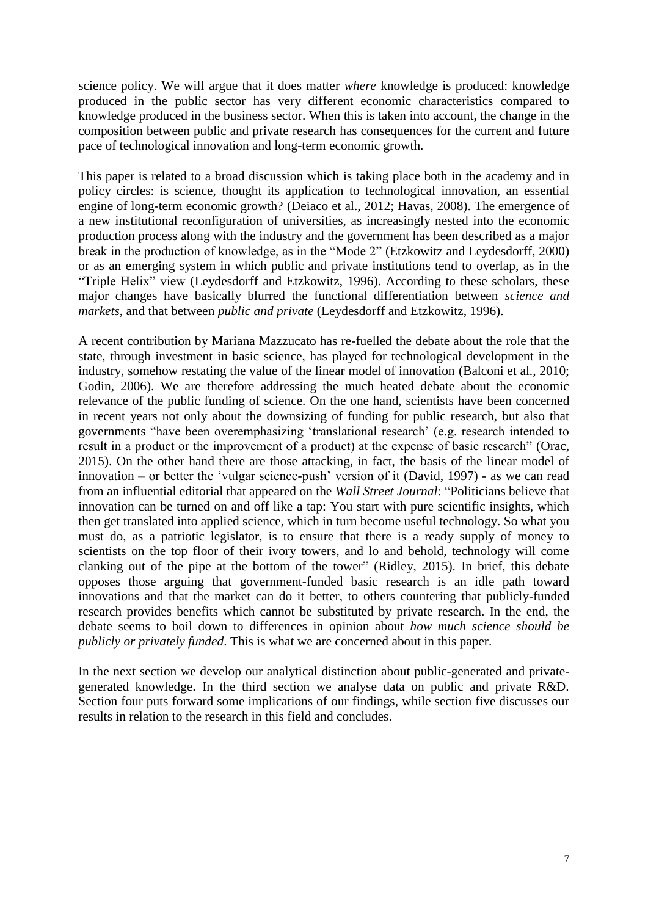science policy. We will argue that it does matter *where* knowledge is produced: knowledge produced in the public sector has very different economic characteristics compared to knowledge produced in the business sector. When this is taken into account, the change in the composition between public and private research has consequences for the current and future pace of technological innovation and long-term economic growth.

This paper is related to a broad discussion which is taking place both in the academy and in policy circles: is science, thought its application to technological innovation, an essential engine of long-term economic growth? (Deiaco et al., 2012; Havas, 2008). The emergence of a new institutional reconfiguration of universities, as increasingly nested into the economic production process along with the industry and the government has been described as a major break in the production of knowledge, as in the "Mode 2" (Etzkowitz and Leydesdorff, 2000) or as an emerging system in which public and private institutions tend to overlap, as in the "Triple Helix" view (Leydesdorff and Etzkowitz, 1996). According to these scholars, these major changes have basically blurred the functional differentiation between *science and markets*, and that between *public and private* (Leydesdorff and Etzkowitz, 1996).

A recent contribution by Mariana Mazzucato has re-fuelled the debate about the role that the state, through investment in basic science, has played for technological development in the industry, somehow restating the value of the linear model of innovation (Balconi et al., 2010; Godin, 2006). We are therefore addressing the much heated debate about the economic relevance of the public funding of science. On the one hand, scientists have been concerned in recent years not only about the downsizing of funding for public research, but also that governments "have been overemphasizing 'translational research' (e.g. research intended to result in a product or the improvement of a product) at the expense of basic research" (Orac, 2015). On the other hand there are those attacking, in fact, the basis of the linear model of innovation – or better the 'vulgar science-push' version of it (David, 1997) - as we can read from an influential editorial that appeared on the *Wall Street Journal*: "Politicians believe that innovation can be turned on and off like a tap: You start with pure scientific insights, which then get translated into applied science, which in turn become useful technology. So what you must do, as a patriotic legislator, is to ensure that there is a ready supply of money to scientists on the top floor of their ivory towers, and lo and behold, technology will come clanking out of the pipe at the bottom of the tower" (Ridley, 2015). In brief, this debate opposes those arguing that government-funded basic research is an idle path toward innovations and that the market can do it better, to others countering that publicly-funded research provides benefits which cannot be substituted by private research. In the end, the debate seems to boil down to differences in opinion about *how much science should be publicly or privately funded*. This is what we are concerned about in this paper.

In the next section we develop our analytical distinction about public-generated and private-generated knowledge. In the third section we analyse data on public and private R&D. Section four puts forward some implications of our findings, while section five discusses our results in relation to the research in this field and concludes.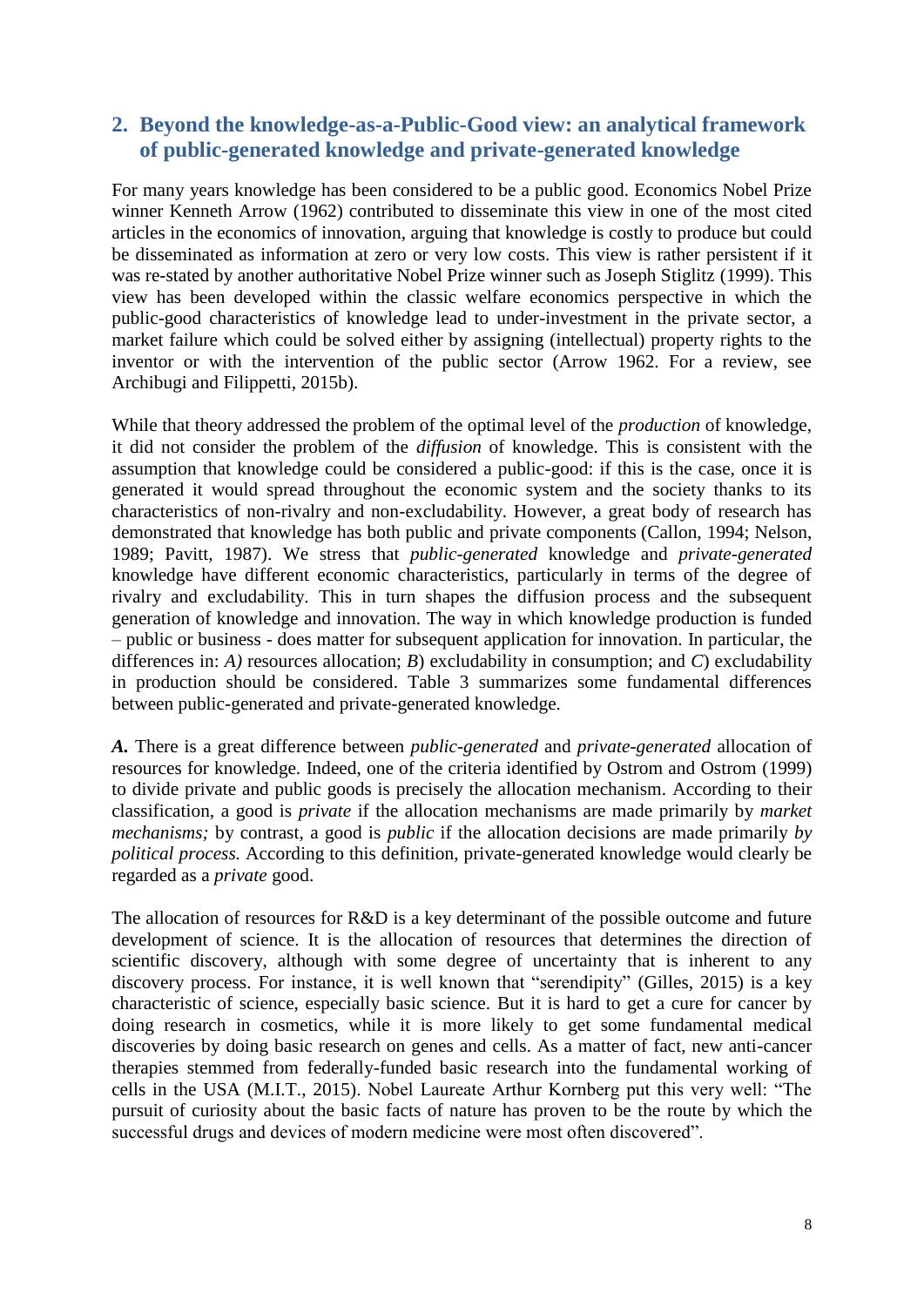## 2. Beyond the knowledge-as-a-Public-Good view: an analytical framework of public-generated knowledge and private-generated knowledge

For many years knowledge has been considered to be a public good. Economics Nobel Prize winner Kenneth Arrow (1962) contributed to disseminate this view in one of the most cited articles in the economics of innovation, arguing that knowledge is costly to produce but could be disseminated as information at zero or very low costs. This view is rather persistent if it was re-stated by another authoritative Nobel Prize winner such as Joseph Stiglitz (1999). This view has been developed within the classic welfare economics perspective in which the public-good characteristics of knowledge lead to under-investment in the private sector, a market failure which could be solved either by assigning (intellectual) property rights to the inventor or with the intervention of the public sector (Arrow 1962. For a review, see Archibugi and Filippetti, 2015b).

While that theory addressed the problem of the optimal level of the *production* of knowledge, it did not consider the problem of the *diffusion* of knowledge. This is consistent with the assumption that knowledge could be considered a public-good: if this is the case, once it is generated it would spread throughout the economic system and the society thanks to its characteristics of non-rivalry and non-excludability. However, a great body of research has demonstrated that knowledge has both public and private components (Callon, 1994; Nelson, 1989; Pavitt, 1987). We stress that *public-generated* knowledge and *private-generated* knowledge have different economic characteristics, particularly in terms of the degree of rivalry and excludability. This in turn shapes the diffusion process and the subsequent generation of knowledge and innovation. The way in which knowledge production is funded – public or business - does matter for subsequent application for innovation. In particular, the differences in: *A)* resources allocation; *B*) excludability in consumption; and *C*) excludability in production should be considered. Table 3 summarizes some fundamental differences between public-generated and private-generated knowledge.

***A.*** There is a great difference between *public-generated* and *private-generated* allocation of resources for knowledge. Indeed, one of the criteria identified by Ostrom and Ostrom (1999) to divide private and public goods is precisely the allocation mechanism. According to their classification, a good is *private* if the allocation mechanisms are made primarily by *market mechanisms;* by contrast, a good is *public* if the allocation decisions are made primarily *by political process.* According to this definition, private-generated knowledge would clearly be regarded as a *private* good.

The allocation of resources for R&D is a key determinant of the possible outcome and future development of science. It is the allocation of resources that determines the direction of scientific discovery, although with some degree of uncertainty that is inherent to any discovery process. For instance, it is well known that "serendipity" (Gilles, 2015) is a key characteristic of science, especially basic science. But it is hard to get a cure for cancer by doing research in cosmetics, while it is more likely to get some fundamental medical discoveries by doing basic research on genes and cells. As a matter of fact, new anti-cancer therapies stemmed from federally-funded basic research into the fundamental working of cells in the USA (M.I.T., 2015). Nobel Laureate Arthur Kornberg put this very well: "The pursuit of curiosity about the basic facts of nature has proven to be the route by which the successful drugs and devices of modern medicine were most often discovered".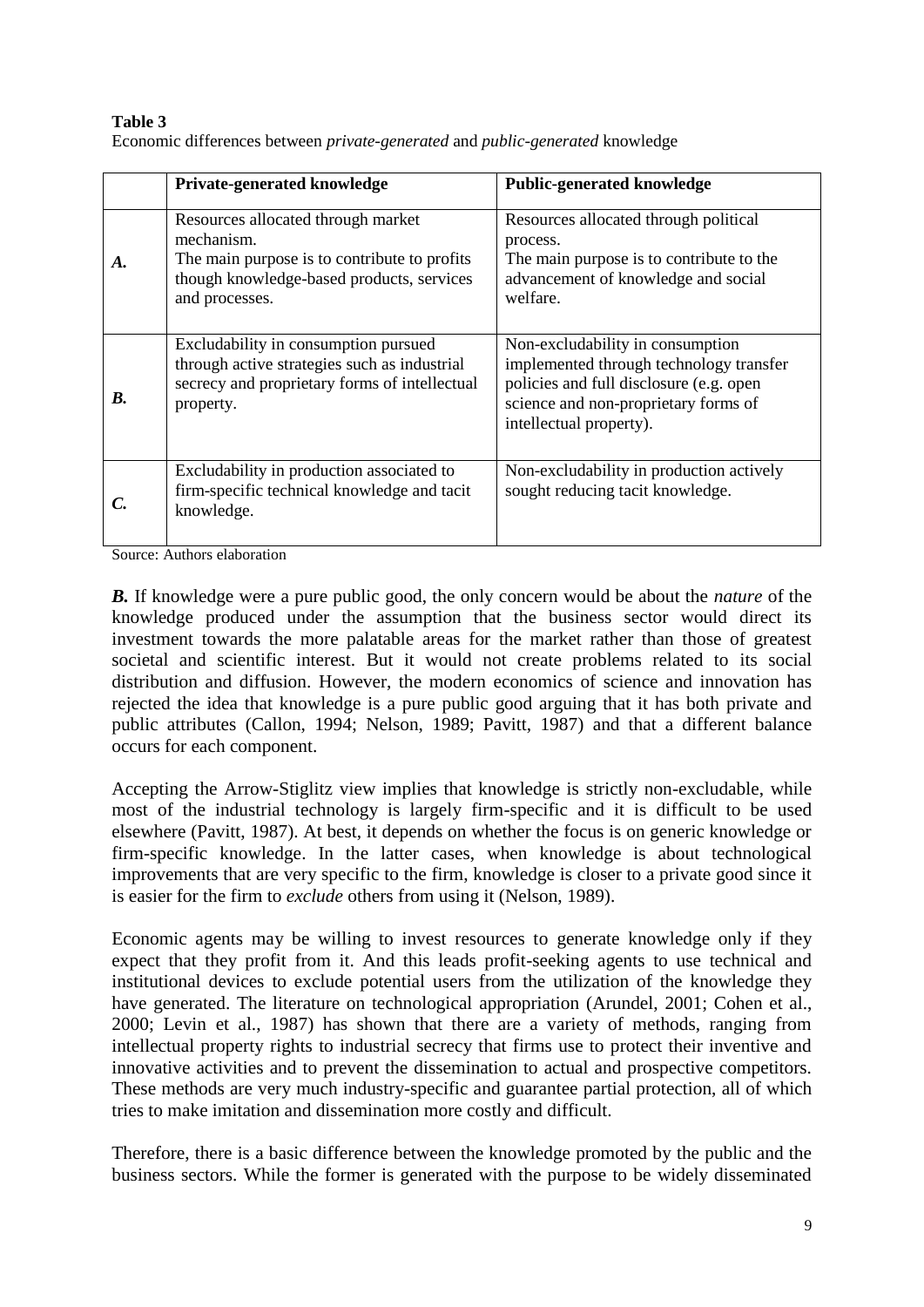**Table 3**

Economic differences between *private-generated* and *public-generated* knowledge

| | **Private-generated knowledge** | **Public-generated knowledge** |
|---|---|---|
| ***A.*** | Resources allocated through market mechanism. The main purpose is to contribute to profits though knowledge-based products, services and processes. | Resources allocated through political process. The main purpose is to contribute to the advancement of knowledge and social welfare. |
| ***B.*** | Excludability in consumption pursued through active strategies such as industrial secrecy and proprietary forms of intellectual property. | Non-excludability in consumption implemented through technology transfer policies and full disclosure (e.g. open science and non-proprietary forms of intellectual property). |
| ***C.*** | Excludability in production associated to firm-specific technical knowledge and tacit knowledge. | Non-excludability in production actively sought reducing tacit knowledge. |

Source: Authors elaboration

***B.*** If knowledge were a pure public good, the only concern would be about the *nature* of the knowledge produced under the assumption that the business sector would direct its investment towards the more palatable areas for the market rather than those of greatest societal and scientific interest. But it would not create problems related to its social distribution and diffusion. However, the modern economics of science and innovation has rejected the idea that knowledge is a pure public good arguing that it has both private and public attributes (Callon, 1994; Nelson, 1989; Pavitt, 1987) and that a different balance occurs for each component.

Accepting the Arrow-Stiglitz view implies that knowledge is strictly non-excludable, while most of the industrial technology is largely firm-specific and it is difficult to be used elsewhere (Pavitt, 1987). At best, it depends on whether the focus is on generic knowledge or firm-specific knowledge. In the latter cases, when knowledge is about technological improvements that are very specific to the firm, knowledge is closer to a private good since it is easier for the firm to *exclude* others from using it (Nelson, 1989).

Economic agents may be willing to invest resources to generate knowledge only if they expect that they profit from it. And this leads profit-seeking agents to use technical and institutional devices to exclude potential users from the utilization of the knowledge they have generated. The literature on technological appropriation (Arundel, 2001; Cohen et al., 2000; Levin et al., 1987) has shown that there are a variety of methods, ranging from intellectual property rights to industrial secrecy that firms use to protect their inventive and innovative activities and to prevent the dissemination to actual and prospective competitors. These methods are very much industry-specific and guarantee partial protection, all of which tries to make imitation and dissemination more costly and difficult.

Therefore, there is a basic difference between the knowledge promoted by the public and the business sectors. While the former is generated with the purpose to be widely disseminated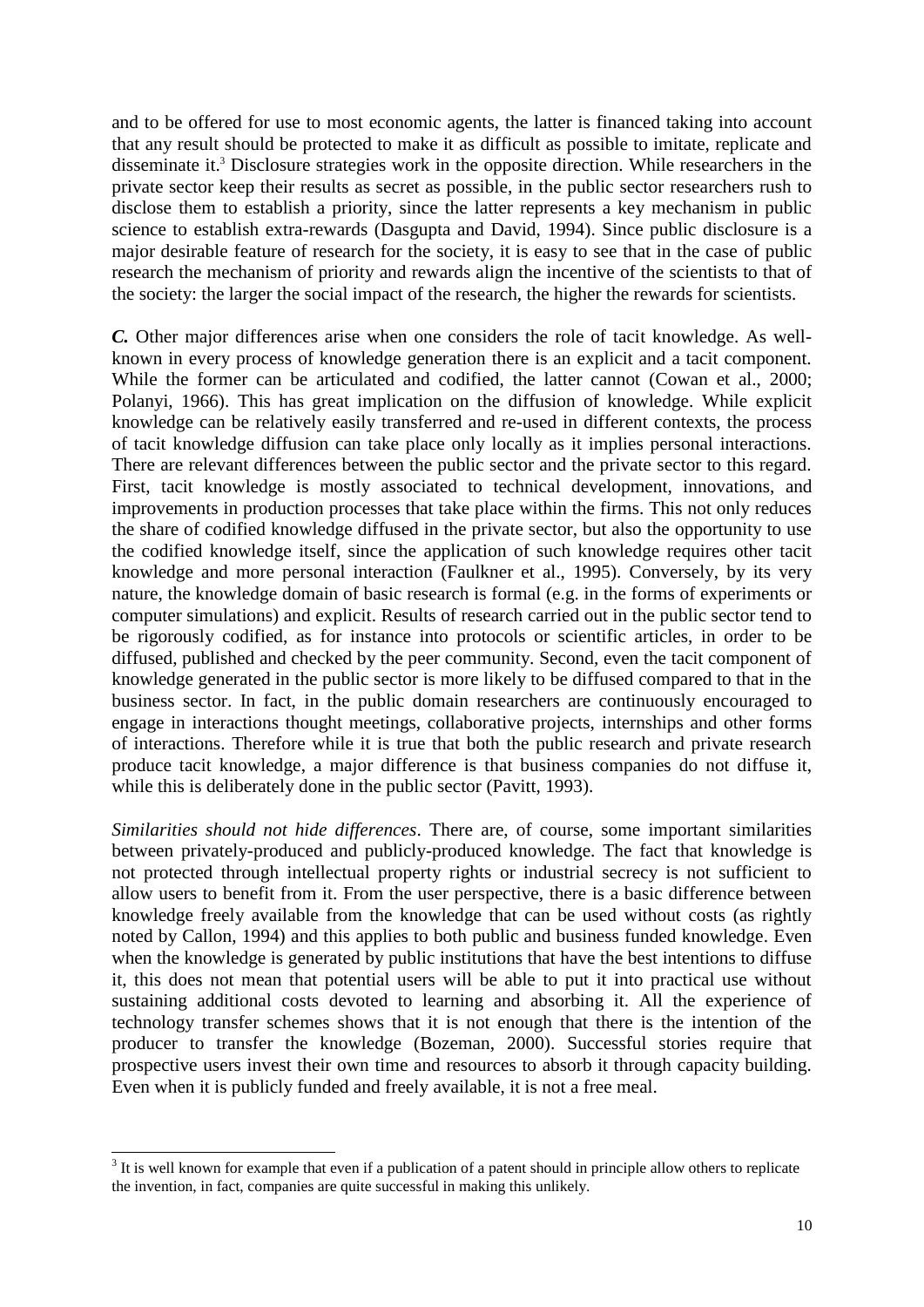and to be offered for use to most economic agents, the latter is financed taking into account that any result should be protected to make it as difficult as possible to imitate, replicate and disseminate it.[3] Disclosure strategies work in the opposite direction. While researchers in the private sector keep their results as secret as possible, in the public sector researchers rush to disclose them to establish a priority, since the latter represents a key mechanism in public science to establish extra-rewards (Dasgupta and David, 1994). Since public disclosure is a major desirable feature of research for the society, it is easy to see that in the case of public research the mechanism of priority and rewards align the incentive of the scientists to that of the society: the larger the social impact of the research, the higher the rewards for scientists.

***C.*** Other major differences arise when one considers the role of tacit knowledge. As well-known in every process of knowledge generation there is an explicit and a tacit component. While the former can be articulated and codified, the latter cannot (Cowan et al., 2000; Polanyi, 1966). This has great implication on the diffusion of knowledge. While explicit knowledge can be relatively easily transferred and re-used in different contexts, the process of tacit knowledge diffusion can take place only locally as it implies personal interactions. There are relevant differences between the public sector and the private sector to this regard. First, tacit knowledge is mostly associated to technical development, innovations, and improvements in production processes that take place within the firms. This not only reduces the share of codified knowledge diffused in the private sector, but also the opportunity to use the codified knowledge itself, since the application of such knowledge requires other tacit knowledge and more personal interaction (Faulkner et al., 1995). Conversely, by its very nature, the knowledge domain of basic research is formal (e.g. in the forms of experiments or computer simulations) and explicit. Results of research carried out in the public sector tend to be rigorously codified, as for instance into protocols or scientific articles, in order to be diffused, published and checked by the peer community. Second, even the tacit component of knowledge generated in the public sector is more likely to be diffused compared to that in the business sector. In fact, in the public domain researchers are continuously encouraged to engage in interactions thought meetings, collaborative projects, internships and other forms of interactions. Therefore while it is true that both the public research and private research produce tacit knowledge, a major difference is that business companies do not diffuse it, while this is deliberately done in the public sector (Pavitt, 1993).

*Similarities should not hide differences*. There are, of course, some important similarities between privately-produced and publicly-produced knowledge. The fact that knowledge is not protected through intellectual property rights or industrial secrecy is not sufficient to allow users to benefit from it. From the user perspective, there is a basic difference between knowledge freely available from the knowledge that can be used without costs (as rightly noted by Callon, 1994) and this applies to both public and business funded knowledge. Even when the knowledge is generated by public institutions that have the best intentions to diffuse it, this does not mean that potential users will be able to put it into practical use without sustaining additional costs devoted to learning and absorbing it. All the experience of technology transfer schemes shows that it is not enough that there is the intention of the producer to transfer the knowledge (Bozeman, 2000). Successful stories require that prospective users invest their own time and resources to absorb it through capacity building. Even when it is publicly funded and freely available, it is not a free meal.

[3] It is well known for example that even if a publication of a patent should in principle allow others to replicate the invention, in fact, companies are quite successful in making this unlikely.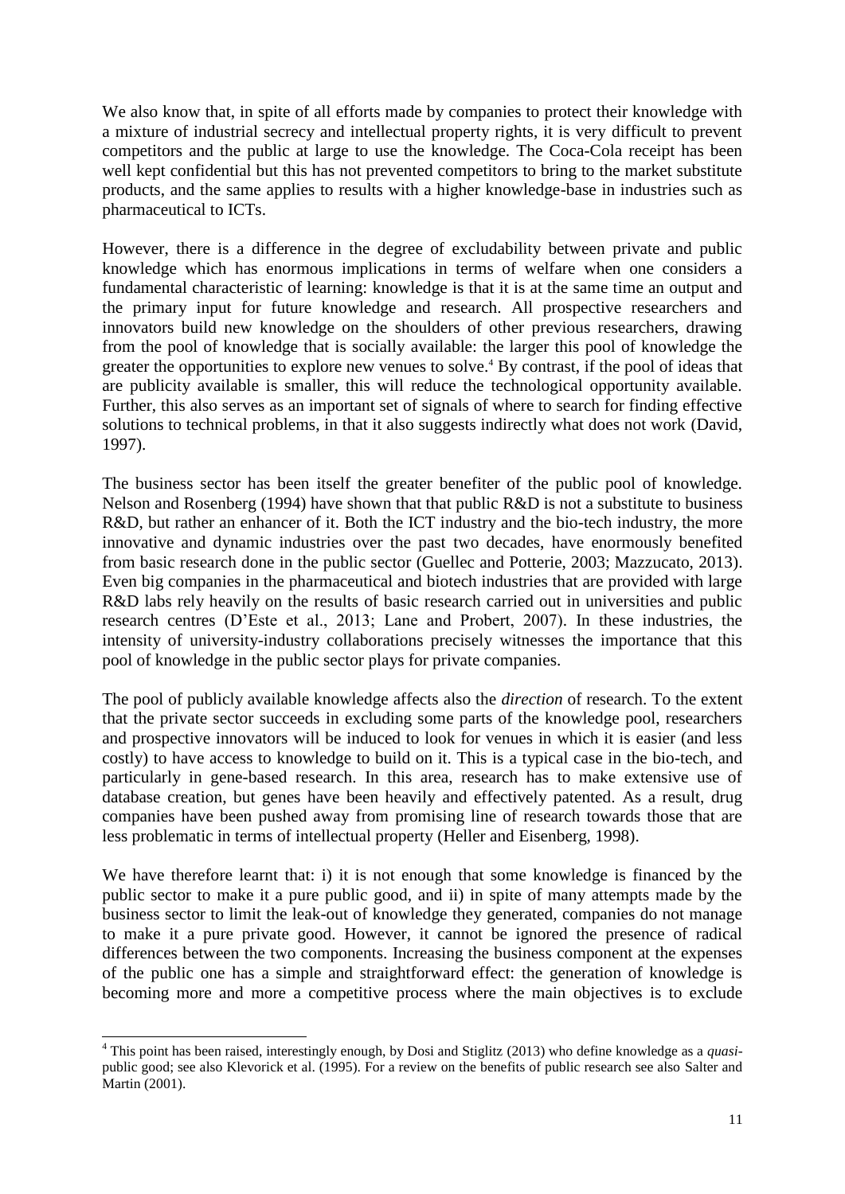We also know that, in spite of all efforts made by companies to protect their knowledge with a mixture of industrial secrecy and intellectual property rights, it is very difficult to prevent competitors and the public at large to use the knowledge. The Coca-Cola receipt has been well kept confidential but this has not prevented competitors to bring to the market substitute products, and the same applies to results with a higher knowledge-base in industries such as pharmaceutical to ICTs.

However, there is a difference in the degree of excludability between private and public knowledge which has enormous implications in terms of welfare when one considers a fundamental characteristic of learning: knowledge is that it is at the same time an output and the primary input for future knowledge and research. All prospective researchers and innovators build new knowledge on the shoulders of other previous researchers, drawing from the pool of knowledge that is socially available: the larger this pool of knowledge the greater the opportunities to explore new venues to solve.[4] By contrast, if the pool of ideas that are publicity available is smaller, this will reduce the technological opportunity available. Further, this also serves as an important set of signals of where to search for finding effective solutions to technical problems, in that it also suggests indirectly what does not work (David, 1997).

The business sector has been itself the greater benefiter of the public pool of knowledge. Nelson and Rosenberg (1994) have shown that that public R&D is not a substitute to business R&D, but rather an enhancer of it. Both the ICT industry and the bio-tech industry, the more innovative and dynamic industries over the past two decades, have enormously benefited from basic research done in the public sector (Guellec and Potterie, 2003; Mazzucato, 2013). Even big companies in the pharmaceutical and biotech industries that are provided with large R&D labs rely heavily on the results of basic research carried out in universities and public research centres (D'Este et al., 2013; Lane and Probert, 2007). In these industries, the intensity of university-industry collaborations precisely witnesses the importance that this pool of knowledge in the public sector plays for private companies.

The pool of publicly available knowledge affects also the *direction* of research. To the extent that the private sector succeeds in excluding some parts of the knowledge pool, researchers and prospective innovators will be induced to look for venues in which it is easier (and less costly) to have access to knowledge to build on it. This is a typical case in the bio-tech, and particularly in gene-based research. In this area, research has to make extensive use of database creation, but genes have been heavily and effectively patented. As a result, drug companies have been pushed away from promising line of research towards those that are less problematic in terms of intellectual property (Heller and Eisenberg, 1998).

We have therefore learnt that: i) it is not enough that some knowledge is financed by the public sector to make it a pure public good, and ii) in spite of many attempts made by the business sector to limit the leak-out of knowledge they generated, companies do not manage to make it a pure private good. However, it cannot be ignored the presence of radical differences between the two components. Increasing the business component at the expenses of the public one has a simple and straightforward effect: the generation of knowledge is becoming more and more a competitive process where the main objectives is to exclude

[4] This point has been raised, interestingly enough, by Dosi and Stiglitz (2013) who define knowledge as a *quasi*-public good; see also Klevorick et al. (1995). For a review on the benefits of public research see also Salter and Martin (2001).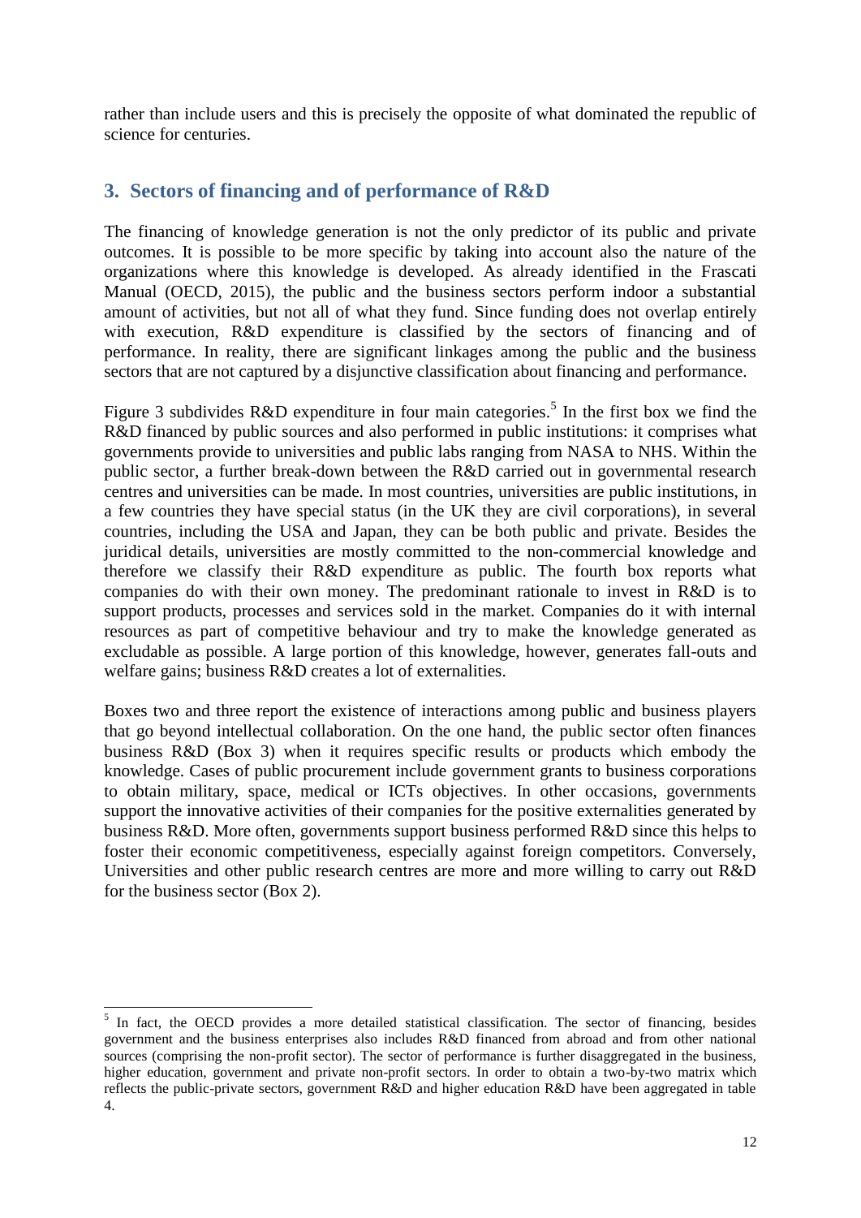rather than include users and this is precisely the opposite of what dominated the republic of science for centuries.

## 3. Sectors of financing and of performance of R&D

The financing of knowledge generation is not the only predictor of its public and private outcomes. It is possible to be more specific by taking into account also the nature of the organizations where this knowledge is developed. As already identified in the Frascati Manual (OECD, 2015), the public and the business sectors perform indoor a substantial amount of activities, but not all of what they fund. Since funding does not overlap entirely with execution, R&D expenditure is classified by the sectors of financing and of performance. In reality, there are significant linkages among the public and the business sectors that are not captured by a disjunctive classification about financing and performance.

Figure 3 subdivides R&D expenditure in four main categories.[5] In the first box we find the R&D financed by public sources and also performed in public institutions: it comprises what governments provide to universities and public labs ranging from NASA to NHS. Within the public sector, a further break-down between the R&D carried out in governmental research centres and universities can be made. In most countries, universities are public institutions, in a few countries they have special status (in the UK they are civil corporations), in several countries, including the USA and Japan, they can be both public and private. Besides the juridical details, universities are mostly committed to the non-commercial knowledge and therefore we classify their R&D expenditure as public. The fourth box reports what companies do with their own money. The predominant rationale to invest in R&D is to support products, processes and services sold in the market. Companies do it with internal resources as part of competitive behaviour and try to make the knowledge generated as excludable as possible. A large portion of this knowledge, however, generates fall-outs and welfare gains; business R&D creates a lot of externalities.

Boxes two and three report the existence of interactions among public and business players that go beyond intellectual collaboration. On the one hand, the public sector often finances business R&D (Box 3) when it requires specific results or products which embody the knowledge. Cases of public procurement include government grants to business corporations to obtain military, space, medical or ICTs objectives. In other occasions, governments support the innovative activities of their companies for the positive externalities generated by business R&D. More often, governments support business performed R&D since this helps to foster their economic competitiveness, especially against foreign competitors. Conversely, Universities and other public research centres are more and more willing to carry out R&D for the business sector (Box 2).

[5] In fact, the OECD provides a more detailed statistical classification. The sector of financing, besides government and the business enterprises also includes R&D financed from abroad and from other national sources (comprising the non-profit sector). The sector of performance is further disaggregated in the business, higher education, government and private non-profit sectors. In order to obtain a two-by-two matrix which reflects the public-private sectors, government R&D and higher education R&D have been aggregated in table 4.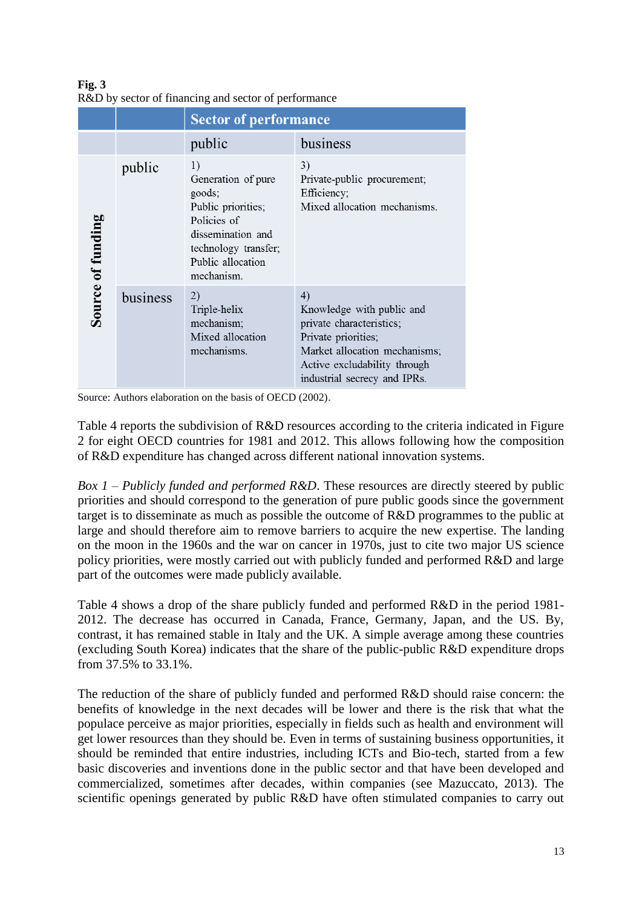**Fig. 3**
R&D by sector of financing and sector of performance

| | | Sector of performance | |
|---|---|---|---|
| | | public | business |
| Source of funding | public | 1) Generation of pure goods; Public priorities; Policies of dissemination and technology transfer; Public allocation mechanism. | 3) Private-public procurement; Efficiency; Mixed allocation mechanisms. |
| | business | 2) Triple-helix mechanism; Mixed allocation mechanisms. | 4) Knowledge with public and private characteristics; Private priorities; Market allocation mechanisms; Active excludability through industrial secrecy and IPRs. |

Source: Authors elaboration on the basis of OECD (2002).

Table 4 reports the subdivision of R&D resources according to the criteria indicated in Figure 2 for eight OECD countries for 1981 and 2012. This allows following how the composition of R&D expenditure has changed across different national innovation systems.

*Box 1 – Publicly funded and performed R&D*. These resources are directly steered by public priorities and should correspond to the generation of pure public goods since the government target is to disseminate as much as possible the outcome of R&D programmes to the public at large and should therefore aim to remove barriers to acquire the new expertise. The landing on the moon in the 1960s and the war on cancer in 1970s, just to cite two major US science policy priorities, were mostly carried out with publicly funded and performed R&D and large part of the outcomes were made publicly available.

Table 4 shows a drop of the share publicly funded and performed R&D in the period 1981-2012. The decrease has occurred in Canada, France, Germany, Japan, and the US. By, contrast, it has remained stable in Italy and the UK. A simple average among these countries (excluding South Korea) indicates that the share of the public-public R&D expenditure drops from 37.5% to 33.1%.

The reduction of the share of publicly funded and performed R&D should raise concern: the benefits of knowledge in the next decades will be lower and there is the risk that what the populace perceive as major priorities, especially in fields such as health and environment will get lower resources than they should be. Even in terms of sustaining business opportunities, it should be reminded that entire industries, including ICTs and Bio-tech, started from a few basic discoveries and inventions done in the public sector and that have been developed and commercialized, sometimes after decades, within companies (see Mazuccato, 2013). The scientific openings generated by public R&D have often stimulated companies to carry out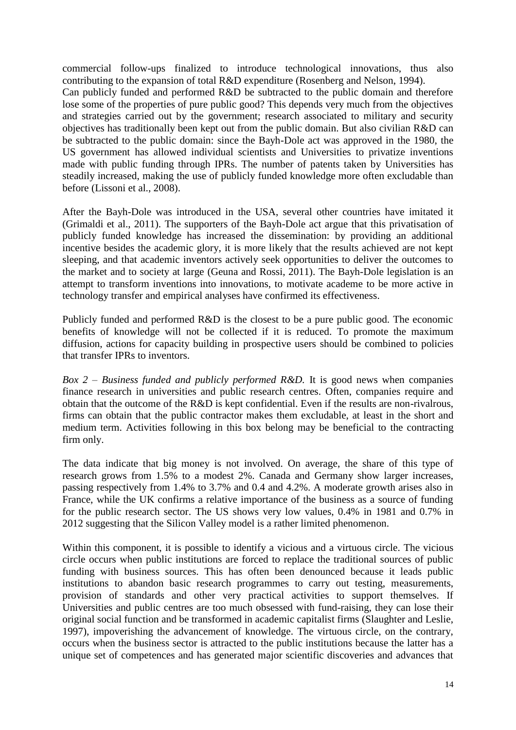commercial follow-ups finalized to introduce technological innovations, thus also contributing to the expansion of total R&D expenditure (Rosenberg and Nelson, 1994).
Can publicly funded and performed R&D be subtracted to the public domain and therefore lose some of the properties of pure public good? This depends very much from the objectives and strategies carried out by the government; research associated to military and security objectives has traditionally been kept out from the public domain. But also civilian R&D can be subtracted to the public domain: since the Bayh-Dole act was approved in the 1980, the US government has allowed individual scientists and Universities to privatize inventions made with public funding through IPRs. The number of patents taken by Universities has steadily increased, making the use of publicly funded knowledge more often excludable than before (Lissoni et al., 2008).

After the Bayh-Dole was introduced in the USA, several other countries have imitated it (Grimaldi et al., 2011). The supporters of the Bayh-Dole act argue that this privatisation of publicly funded knowledge has increased the dissemination: by providing an additional incentive besides the academic glory, it is more likely that the results achieved are not kept sleeping, and that academic inventors actively seek opportunities to deliver the outcomes to the market and to society at large (Geuna and Rossi, 2011). The Bayh-Dole legislation is an attempt to transform inventions into innovations, to motivate academe to be more active in technology transfer and empirical analyses have confirmed its effectiveness.

Publicly funded and performed R&D is the closest to be a pure public good. The economic benefits of knowledge will not be collected if it is reduced. To promote the maximum diffusion, actions for capacity building in prospective users should be combined to policies that transfer IPRs to inventors.

*Box 2 – Business funded and publicly performed R&D.* It is good news when companies finance research in universities and public research centres. Often, companies require and obtain that the outcome of the R&D is kept confidential. Even if the results are non-rivalrous, firms can obtain that the public contractor makes them excludable, at least in the short and medium term. Activities following in this box belong may be beneficial to the contracting firm only.

The data indicate that big money is not involved. On average, the share of this type of research grows from 1.5% to a modest 2%. Canada and Germany show larger increases, passing respectively from 1.4% to 3.7% and 0.4 and 4.2%. A moderate growth arises also in France, while the UK confirms a relative importance of the business as a source of funding for the public research sector. The US shows very low values, 0.4% in 1981 and 0.7% in 2012 suggesting that the Silicon Valley model is a rather limited phenomenon.

Within this component, it is possible to identify a vicious and a virtuous circle. The vicious circle occurs when public institutions are forced to replace the traditional sources of public funding with business sources. This has often been denounced because it leads public institutions to abandon basic research programmes to carry out testing, measurements, provision of standards and other very practical activities to support themselves. If Universities and public centres are too much obsessed with fund-raising, they can lose their original social function and be transformed in academic capitalist firms (Slaughter and Leslie, 1997), impoverishing the advancement of knowledge. The virtuous circle, on the contrary, occurs when the business sector is attracted to the public institutions because the latter has a unique set of competences and has generated major scientific discoveries and advances that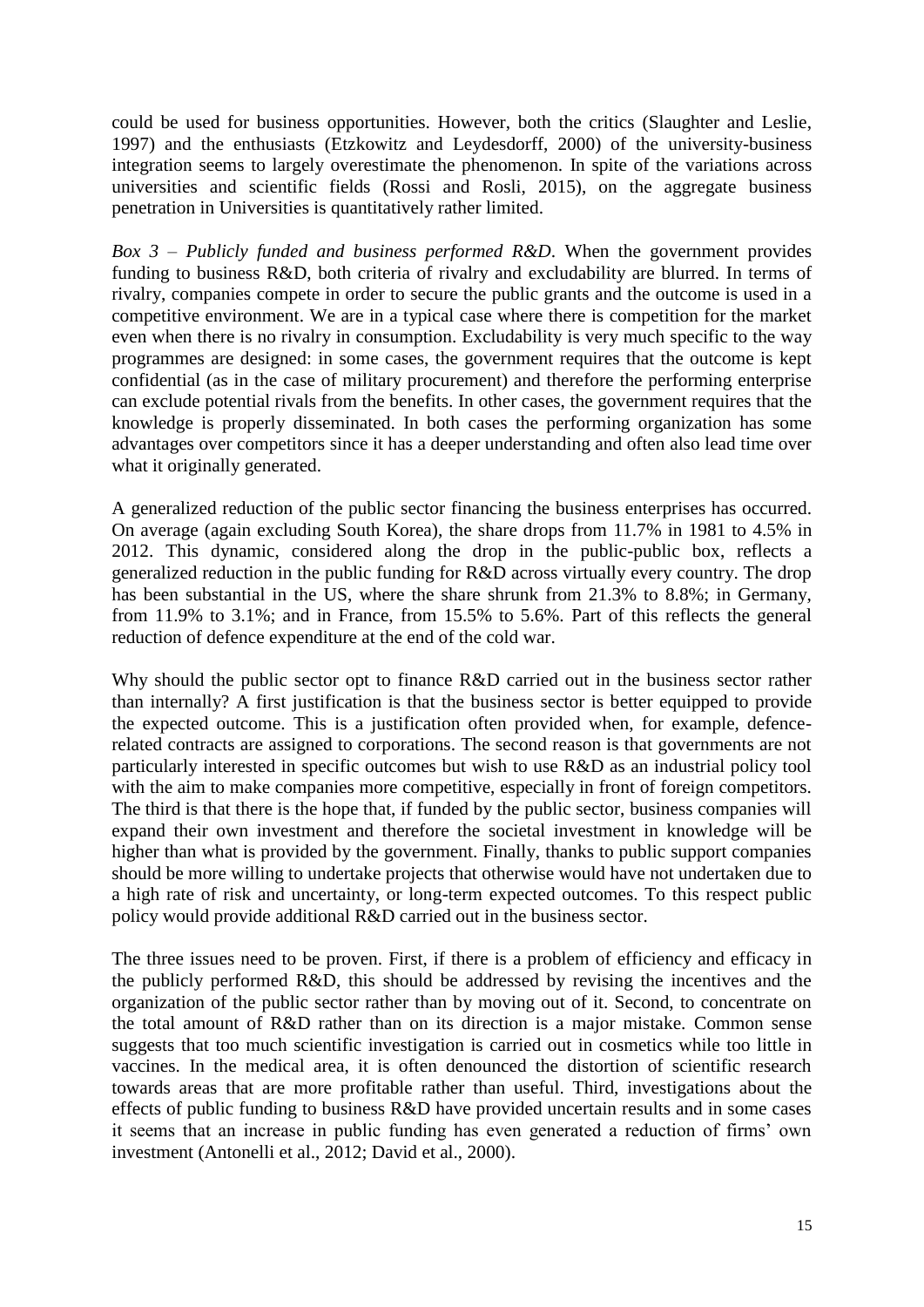could be used for business opportunities. However, both the critics (Slaughter and Leslie, 1997) and the enthusiasts (Etzkowitz and Leydesdorff, 2000) of the university-business integration seems to largely overestimate the phenomenon. In spite of the variations across universities and scientific fields (Rossi and Rosli, 2015), on the aggregate business penetration in Universities is quantitatively rather limited.

*Box 3 – Publicly funded and business performed R&D*. When the government provides funding to business R&D, both criteria of rivalry and excludability are blurred. In terms of rivalry, companies compete in order to secure the public grants and the outcome is used in a competitive environment. We are in a typical case where there is competition for the market even when there is no rivalry in consumption. Excludability is very much specific to the way programmes are designed: in some cases, the government requires that the outcome is kept confidential (as in the case of military procurement) and therefore the performing enterprise can exclude potential rivals from the benefits. In other cases, the government requires that the knowledge is properly disseminated. In both cases the performing organization has some advantages over competitors since it has a deeper understanding and often also lead time over what it originally generated.

A generalized reduction of the public sector financing the business enterprises has occurred. On average (again excluding South Korea), the share drops from 11.7% in 1981 to 4.5% in 2012. This dynamic, considered along the drop in the public-public box, reflects a generalized reduction in the public funding for R&D across virtually every country. The drop has been substantial in the US, where the share shrunk from 21.3% to 8.8%; in Germany, from 11.9% to 3.1%; and in France, from 15.5% to 5.6%. Part of this reflects the general reduction of defence expenditure at the end of the cold war.

Why should the public sector opt to finance R&D carried out in the business sector rather than internally? A first justification is that the business sector is better equipped to provide the expected outcome. This is a justification often provided when, for example, defence-related contracts are assigned to corporations. The second reason is that governments are not particularly interested in specific outcomes but wish to use R&D as an industrial policy tool with the aim to make companies more competitive, especially in front of foreign competitors. The third is that there is the hope that, if funded by the public sector, business companies will expand their own investment and therefore the societal investment in knowledge will be higher than what is provided by the government. Finally, thanks to public support companies should be more willing to undertake projects that otherwise would have not undertaken due to a high rate of risk and uncertainty, or long-term expected outcomes. To this respect public policy would provide additional R&D carried out in the business sector.

The three issues need to be proven. First, if there is a problem of efficiency and efficacy in the publicly performed R&D, this should be addressed by revising the incentives and the organization of the public sector rather than by moving out of it. Second, to concentrate on the total amount of R&D rather than on its direction is a major mistake. Common sense suggests that too much scientific investigation is carried out in cosmetics while too little in vaccines. In the medical area, it is often denounced the distortion of scientific research towards areas that are more profitable rather than useful. Third, investigations about the effects of public funding to business R&D have provided uncertain results and in some cases it seems that an increase in public funding has even generated a reduction of firms' own investment (Antonelli et al., 2012; David et al., 2000).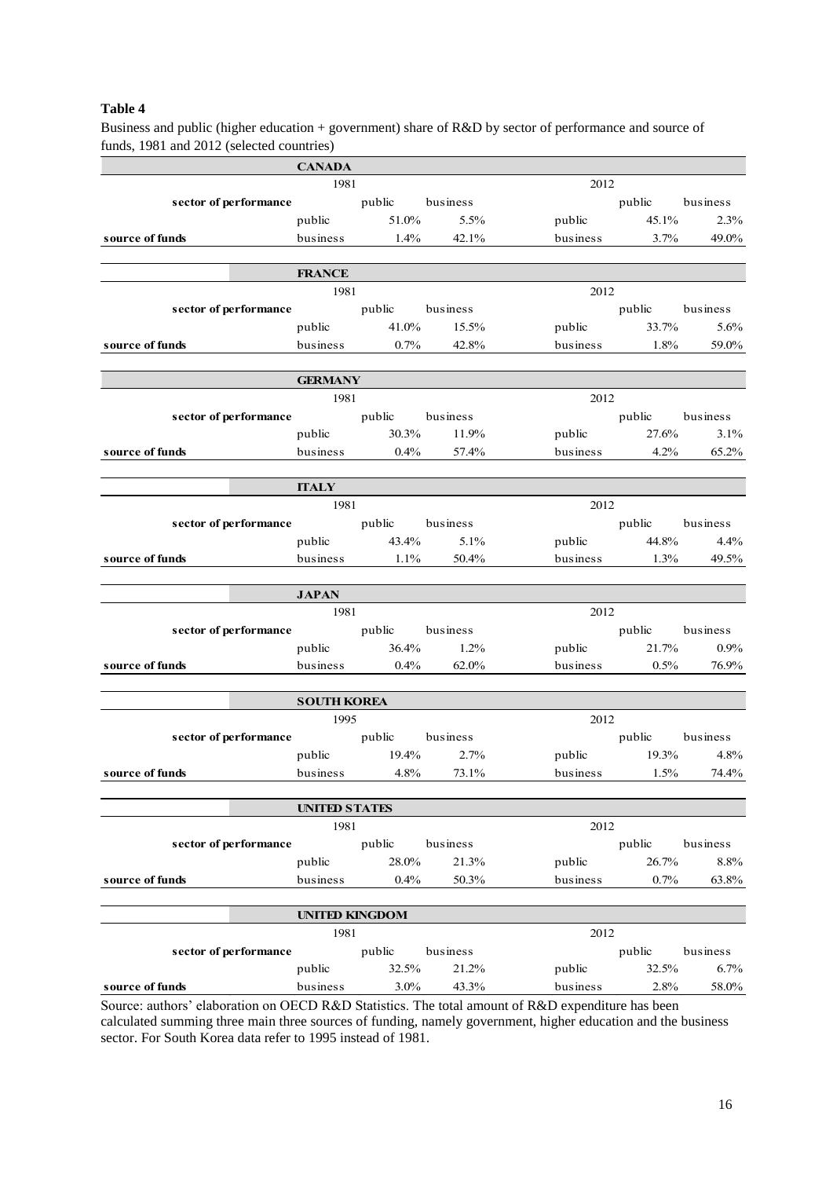**Table 4**

Business and public (higher education + government) share of R&D by sector of performance and source of funds, 1981 and 2012 (selected countries)

| | **CANADA** | | | | | |
|---|---|---|---|---|---|---|
| | 1981 | | | 2012 | | |
| **sector of performance** | | public | business | | public | business |
| | public | 51.0% | 5.5% | public | 45.1% | 2.3% |
| **source of funds** | business | 1.4% | 42.1% | business | 3.7% | 49.0% |

| | **FRANCE** | | | | | |
|---|---|---|---|---|---|---|
| | 1981 | | | 2012 | | |
| **sector of performance** | | public | business | | public | business |
| | public | 41.0% | 15.5% | public | 33.7% | 5.6% |
| **source of funds** | business | 0.7% | 42.8% | business | 1.8% | 59.0% |

| | **GERMANY** | | | | | |
|---|---|---|---|---|---|---|
| | 1981 | | | 2012 | | |
| **sector of performance** | | public | business | | public | business |
| | public | 30.3% | 11.9% | public | 27.6% | 3.1% |
| **source of funds** | business | 0.4% | 57.4% | business | 4.2% | 65.2% |

| | **ITALY** | | | | | |
|---|---|---|---|---|---|---|
| | 1981 | | | 2012 | | |
| **sector of performance** | | public | business | | public | business |
| | public | 43.4% | 5.1% | public | 44.8% | 4.4% |
| **source of funds** | business | 1.1% | 50.4% | business | 1.3% | 49.5% |

| | **JAPAN** | | | | | |
|---|---|---|---|---|---|---|
| | 1981 | | | 2012 | | |
| **sector of performance** | | public | business | | public | business |
| | public | 36.4% | 1.2% | public | 21.7% | 0.9% |
| **source of funds** | business | 0.4% | 62.0% | business | 0.5% | 76.9% |

| | **SOUTH KOREA** | | | | | |
|---|---|---|---|---|---|---|
| | 1995 | | | 2012 | | |
| **sector of performance** | | public | business | | public | business |
| | public | 19.4% | 2.7% | public | 19.3% | 4.8% |
| **source of funds** | business | 4.8% | 73.1% | business | 1.5% | 74.4% |

| | **UNITED STATES** | | | | | |
|---|---|---|---|---|---|---|
| | 1981 | | | 2012 | | |
| **sector of performance** | | public | business | | public | business |
| | public | 28.0% | 21.3% | public | 26.7% | 8.8% |
| **source of funds** | business | 0.4% | 50.3% | business | 0.7% | 63.8% |

| | **UNITED KINGDOM** | | | | | |
|---|---|---|---|---|---|---|
| | 1981 | | | 2012 | | |
| **sector of performance** | | public | business | | public | business |
| | public | 32.5% | 21.2% | public | 32.5% | 6.7% |
| **source of funds** | business | 3.0% | 43.3% | business | 2.8% | 58.0% |

Source: authors' elaboration on OECD R&D Statistics. The total amount of R&D expenditure has been calculated summing three main three sources of funding, namely government, higher education and the business sector. For South Korea data refer to 1995 instead of 1981.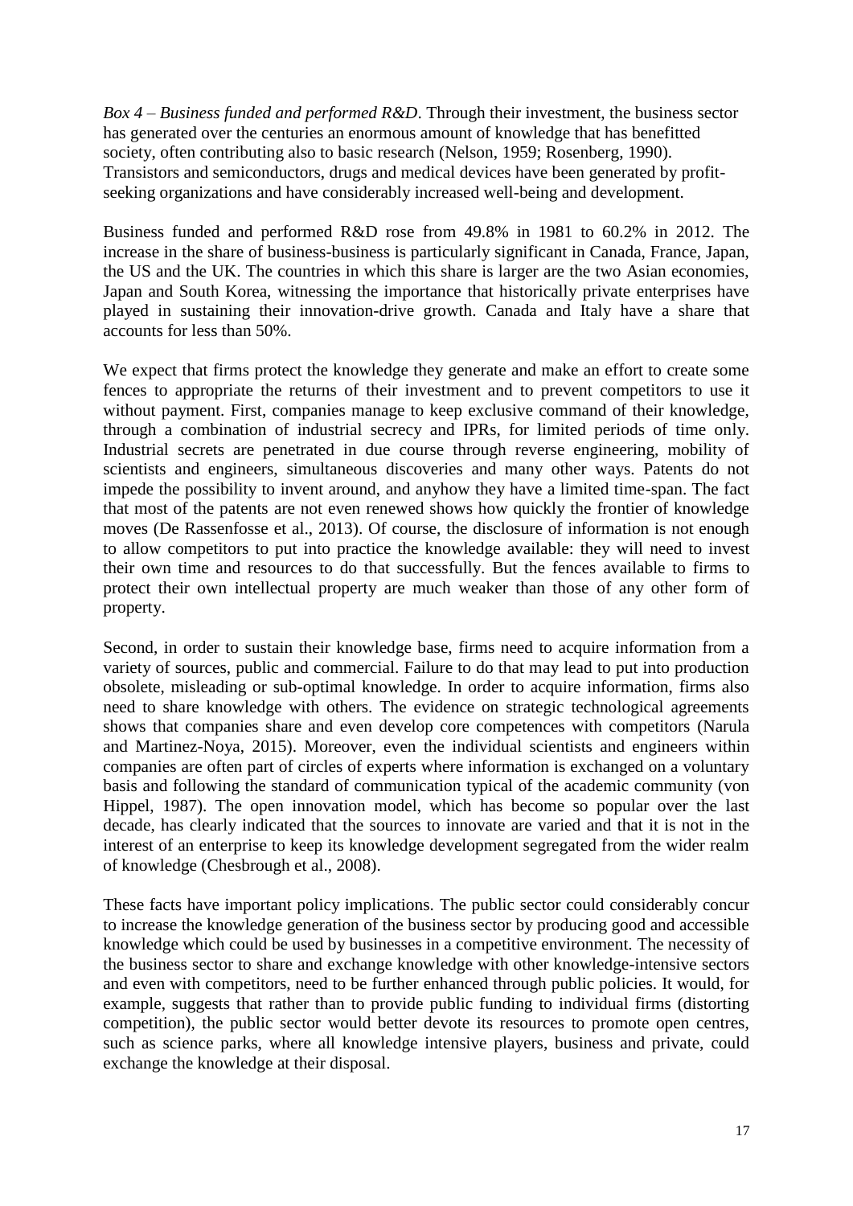*Box 4 – Business funded and performed R&D*. Through their investment, the business sector has generated over the centuries an enormous amount of knowledge that has benefitted society, often contributing also to basic research (Nelson, 1959; Rosenberg, 1990). Transistors and semiconductors, drugs and medical devices have been generated by profit-seeking organizations and have considerably increased well-being and development.

Business funded and performed R&D rose from 49.8% in 1981 to 60.2% in 2012. The increase in the share of business-business is particularly significant in Canada, France, Japan, the US and the UK. The countries in which this share is larger are the two Asian economies, Japan and South Korea, witnessing the importance that historically private enterprises have played in sustaining their innovation-drive growth. Canada and Italy have a share that accounts for less than 50%.

We expect that firms protect the knowledge they generate and make an effort to create some fences to appropriate the returns of their investment and to prevent competitors to use it without payment. First, companies manage to keep exclusive command of their knowledge, through a combination of industrial secrecy and IPRs, for limited periods of time only. Industrial secrets are penetrated in due course through reverse engineering, mobility of scientists and engineers, simultaneous discoveries and many other ways. Patents do not impede the possibility to invent around, and anyhow they have a limited time-span. The fact that most of the patents are not even renewed shows how quickly the frontier of knowledge moves (De Rassenfosse et al., 2013). Of course, the disclosure of information is not enough to allow competitors to put into practice the knowledge available: they will need to invest their own time and resources to do that successfully. But the fences available to firms to protect their own intellectual property are much weaker than those of any other form of property.

Second, in order to sustain their knowledge base, firms need to acquire information from a variety of sources, public and commercial. Failure to do that may lead to put into production obsolete, misleading or sub-optimal knowledge. In order to acquire information, firms also need to share knowledge with others. The evidence on strategic technological agreements shows that companies share and even develop core competences with competitors (Narula and Martinez-Noya, 2015). Moreover, even the individual scientists and engineers within companies are often part of circles of experts where information is exchanged on a voluntary basis and following the standard of communication typical of the academic community (von Hippel, 1987). The open innovation model, which has become so popular over the last decade, has clearly indicated that the sources to innovate are varied and that it is not in the interest of an enterprise to keep its knowledge development segregated from the wider realm of knowledge (Chesbrough et al., 2008).

These facts have important policy implications. The public sector could considerably concur to increase the knowledge generation of the business sector by producing good and accessible knowledge which could be used by businesses in a competitive environment. The necessity of the business sector to share and exchange knowledge with other knowledge-intensive sectors and even with competitors, need to be further enhanced through public policies. It would, for example, suggests that rather than to provide public funding to individual firms (distorting competition), the public sector would better devote its resources to promote open centres, such as science parks, where all knowledge intensive players, business and private, could exchange the knowledge at their disposal.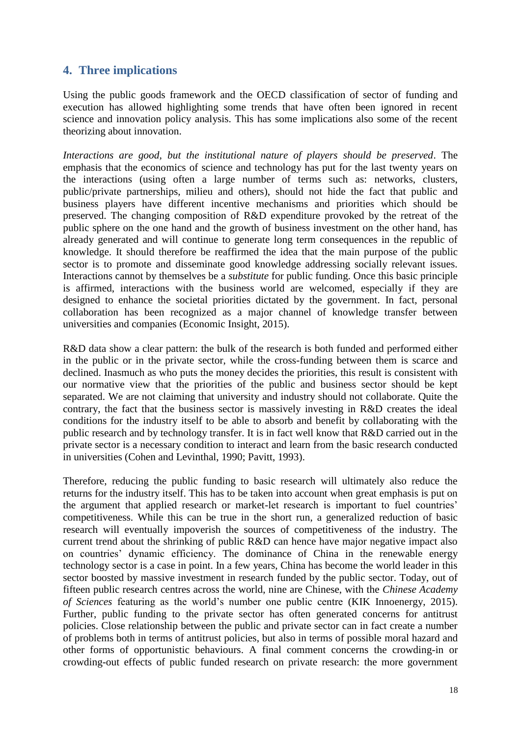## 4. Three implications

Using the public goods framework and the OECD classification of sector of funding and execution has allowed highlighting some trends that have often been ignored in recent science and innovation policy analysis. This has some implications also some of the recent theorizing about innovation.

*Interactions are good, but the institutional nature of players should be preserved*. The emphasis that the economics of science and technology has put for the last twenty years on the interactions (using often a large number of terms such as: networks, clusters, public/private partnerships, milieu and others), should not hide the fact that public and business players have different incentive mechanisms and priorities which should be preserved. The changing composition of R&D expenditure provoked by the retreat of the public sphere on the one hand and the growth of business investment on the other hand, has already generated and will continue to generate long term consequences in the republic of knowledge. It should therefore be reaffirmed the idea that the main purpose of the public sector is to promote and disseminate good knowledge addressing socially relevant issues. Interactions cannot by themselves be a *substitute* for public funding. Once this basic principle is affirmed, interactions with the business world are welcomed, especially if they are designed to enhance the societal priorities dictated by the government. In fact, personal collaboration has been recognized as a major channel of knowledge transfer between universities and companies (Economic Insight, 2015).

R&D data show a clear pattern: the bulk of the research is both funded and performed either in the public or in the private sector, while the cross-funding between them is scarce and declined. Inasmuch as who puts the money decides the priorities, this result is consistent with our normative view that the priorities of the public and business sector should be kept separated. We are not claiming that university and industry should not collaborate. Quite the contrary, the fact that the business sector is massively investing in R&D creates the ideal conditions for the industry itself to be able to absorb and benefit by collaborating with the public research and by technology transfer. It is in fact well know that R&D carried out in the private sector is a necessary condition to interact and learn from the basic research conducted in universities (Cohen and Levinthal, 1990; Pavitt, 1993).

Therefore, reducing the public funding to basic research will ultimately also reduce the returns for the industry itself. This has to be taken into account when great emphasis is put on the argument that applied research or market-let research is important to fuel countries' competitiveness. While this can be true in the short run, a generalized reduction of basic research will eventually impoverish the sources of competitiveness of the industry. The current trend about the shrinking of public R&D can hence have major negative impact also on countries' dynamic efficiency. The dominance of China in the renewable energy technology sector is a case in point. In a few years, China has become the world leader in this sector boosted by massive investment in research funded by the public sector. Today, out of fifteen public research centres across the world, nine are Chinese, with the *Chinese Academy of Sciences* featuring as the world's number one public centre (KIK Innoenergy, 2015). Further, public funding to the private sector has often generated concerns for antitrust policies. Close relationship between the public and private sector can in fact create a number of problems both in terms of antitrust policies, but also in terms of possible moral hazard and other forms of opportunistic behaviours. A final comment concerns the crowding-in or crowding-out effects of public funded research on private research: the more government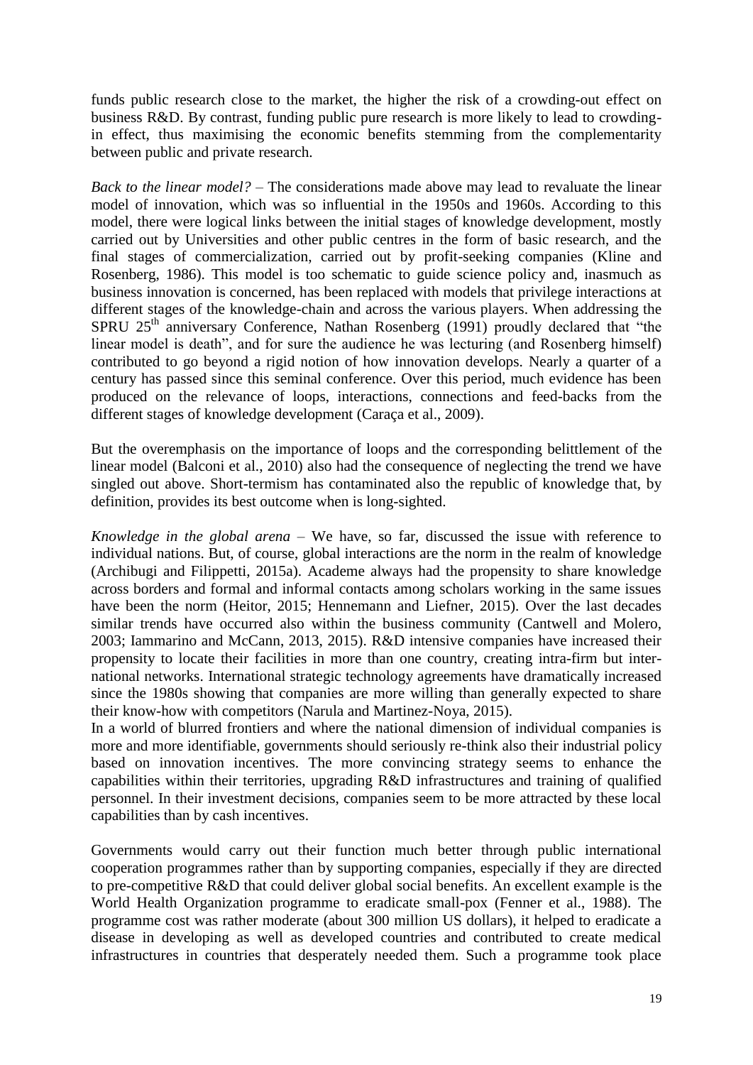funds public research close to the market, the higher the risk of a crowding-out effect on business R&D. By contrast, funding public pure research is more likely to lead to crowding-in effect, thus maximising the economic benefits stemming from the complementarity between public and private research.

*Back to the linear model?* – The considerations made above may lead to revaluate the linear model of innovation, which was so influential in the 1950s and 1960s. According to this model, there were logical links between the initial stages of knowledge development, mostly carried out by Universities and other public centres in the form of basic research, and the final stages of commercialization, carried out by profit-seeking companies (Kline and Rosenberg, 1986). This model is too schematic to guide science policy and, inasmuch as business innovation is concerned, has been replaced with models that privilege interactions at different stages of the knowledge-chain and across the various players. When addressing the SPRU 25th anniversary Conference, Nathan Rosenberg (1991) proudly declared that "the linear model is death", and for sure the audience he was lecturing (and Rosenberg himself) contributed to go beyond a rigid notion of how innovation develops. Nearly a quarter of a century has passed since this seminal conference. Over this period, much evidence has been produced on the relevance of loops, interactions, connections and feed-backs from the different stages of knowledge development (Caraça et al., 2009).

But the overemphasis on the importance of loops and the corresponding belittlement of the linear model (Balconi et al., 2010) also had the consequence of neglecting the trend we have singled out above. Short-termism has contaminated also the republic of knowledge that, by definition, provides its best outcome when is long-sighted.

*Knowledge in the global arena* – We have, so far, discussed the issue with reference to individual nations. But, of course, global interactions are the norm in the realm of knowledge (Archibugi and Filippetti, 2015a). Academe always had the propensity to share knowledge across borders and formal and informal contacts among scholars working in the same issues have been the norm (Heitor, 2015; Hennemann and Liefner, 2015). Over the last decades similar trends have occurred also within the business community (Cantwell and Molero, 2003; Iammarino and McCann, 2013, 2015). R&D intensive companies have increased their propensity to locate their facilities in more than one country, creating intra-firm but inter-national networks. International strategic technology agreements have dramatically increased since the 1980s showing that companies are more willing than generally expected to share their know-how with competitors (Narula and Martinez-Noya, 2015).

In a world of blurred frontiers and where the national dimension of individual companies is more and more identifiable, governments should seriously re-think also their industrial policy based on innovation incentives. The more convincing strategy seems to enhance the capabilities within their territories, upgrading R&D infrastructures and training of qualified personnel. In their investment decisions, companies seem to be more attracted by these local capabilities than by cash incentives.

Governments would carry out their function much better through public international cooperation programmes rather than by supporting companies, especially if they are directed to pre-competitive R&D that could deliver global social benefits. An excellent example is the World Health Organization programme to eradicate small-pox (Fenner et al., 1988). The programme cost was rather moderate (about 300 million US dollars), it helped to eradicate a disease in developing as well as developed countries and contributed to create medical infrastructures in countries that desperately needed them. Such a programme took place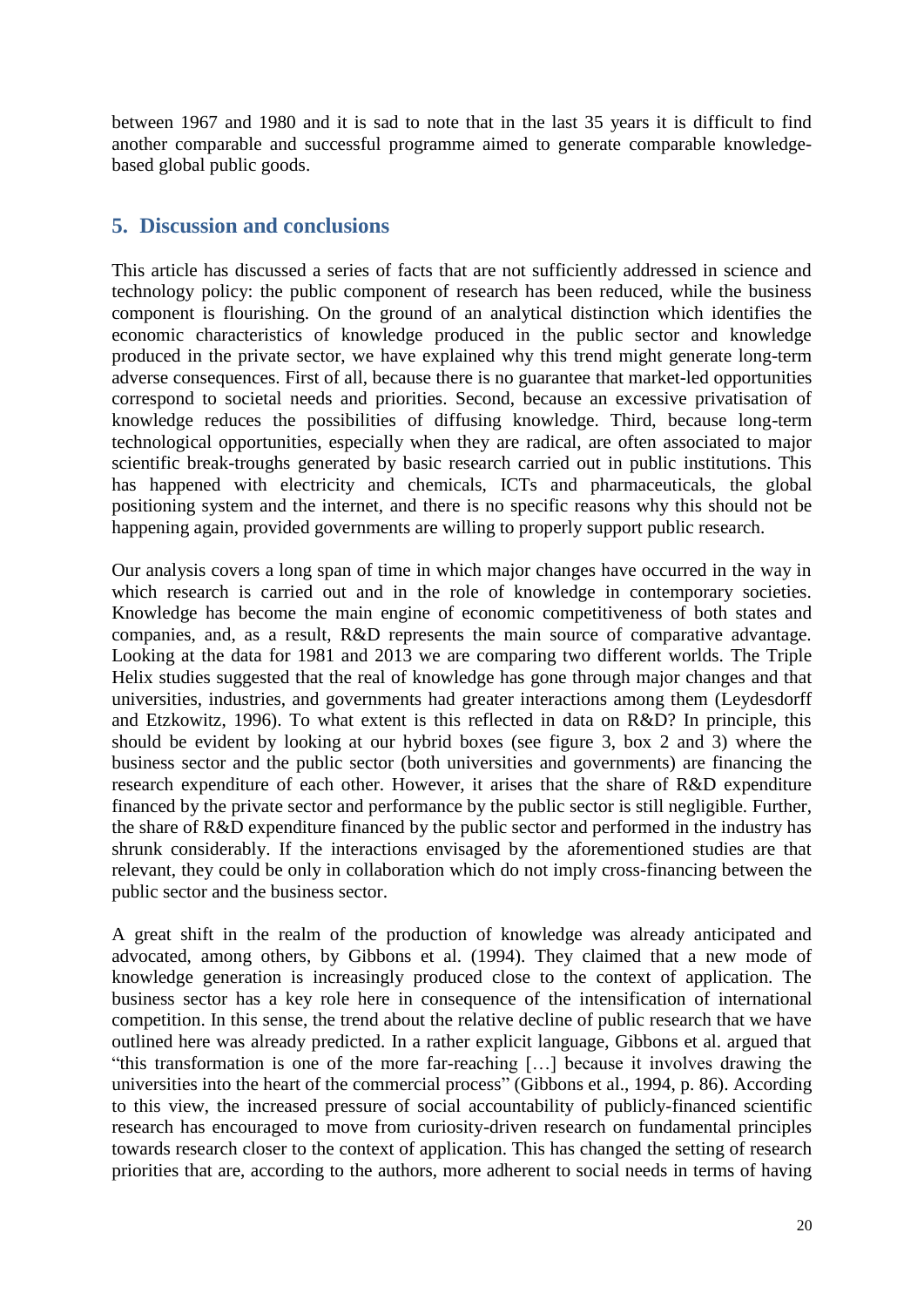between 1967 and 1980 and it is sad to note that in the last 35 years it is difficult to find another comparable and successful programme aimed to generate comparable knowledge-based global public goods.

## 5. Discussion and conclusions

This article has discussed a series of facts that are not sufficiently addressed in science and technology policy: the public component of research has been reduced, while the business component is flourishing. On the ground of an analytical distinction which identifies the economic characteristics of knowledge produced in the public sector and knowledge produced in the private sector, we have explained why this trend might generate long-term adverse consequences. First of all, because there is no guarantee that market-led opportunities correspond to societal needs and priorities. Second, because an excessive privatisation of knowledge reduces the possibilities of diffusing knowledge. Third, because long-term technological opportunities, especially when they are radical, are often associated to major scientific break-troughs generated by basic research carried out in public institutions. This has happened with electricity and chemicals, ICTs and pharmaceuticals, the global positioning system and the internet, and there is no specific reasons why this should not be happening again, provided governments are willing to properly support public research.

Our analysis covers a long span of time in which major changes have occurred in the way in which research is carried out and in the role of knowledge in contemporary societies. Knowledge has become the main engine of economic competitiveness of both states and companies, and, as a result, R&D represents the main source of comparative advantage. Looking at the data for 1981 and 2013 we are comparing two different worlds. The Triple Helix studies suggested that the real of knowledge has gone through major changes and that universities, industries, and governments had greater interactions among them (Leydesdorff and Etzkowitz, 1996). To what extent is this reflected in data on R&D? In principle, this should be evident by looking at our hybrid boxes (see figure 3, box 2 and 3) where the business sector and the public sector (both universities and governments) are financing the research expenditure of each other. However, it arises that the share of R&D expenditure financed by the private sector and performance by the public sector is still negligible. Further, the share of R&D expenditure financed by the public sector and performed in the industry has shrunk considerably. If the interactions envisaged by the aforementioned studies are that relevant, they could be only in collaboration which do not imply cross-financing between the public sector and the business sector.

A great shift in the realm of the production of knowledge was already anticipated and advocated, among others, by Gibbons et al. (1994). They claimed that a new mode of knowledge generation is increasingly produced close to the context of application. The business sector has a key role here in consequence of the intensification of international competition. In this sense, the trend about the relative decline of public research that we have outlined here was already predicted. In a rather explicit language, Gibbons et al. argued that "this transformation is one of the more far-reaching […] because it involves drawing the universities into the heart of the commercial process" (Gibbons et al., 1994, p. 86). According to this view, the increased pressure of social accountability of publicly-financed scientific research has encouraged to move from curiosity-driven research on fundamental principles towards research closer to the context of application. This has changed the setting of research priorities that are, according to the authors, more adherent to social needs in terms of having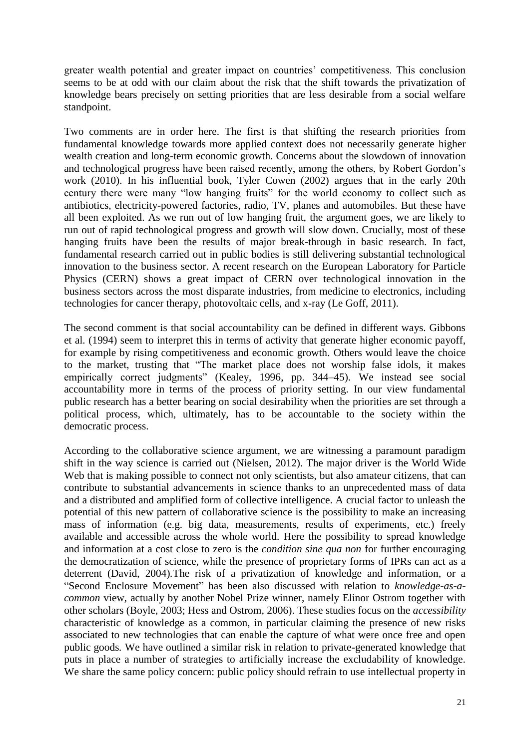greater wealth potential and greater impact on countries' competitiveness. This conclusion seems to be at odd with our claim about the risk that the shift towards the privatization of knowledge bears precisely on setting priorities that are less desirable from a social welfare standpoint.

Two comments are in order here. The first is that shifting the research priorities from fundamental knowledge towards more applied context does not necessarily generate higher wealth creation and long-term economic growth. Concerns about the slowdown of innovation and technological progress have been raised recently, among the others, by Robert Gordon's work (2010). In his influential book, Tyler Cowen (2002) argues that in the early 20th century there were many "low hanging fruits" for the world economy to collect such as antibiotics, electricity-powered factories, radio, TV, planes and automobiles. But these have all been exploited. As we run out of low hanging fruit, the argument goes, we are likely to run out of rapid technological progress and growth will slow down. Crucially, most of these hanging fruits have been the results of major break-through in basic research. In fact, fundamental research carried out in public bodies is still delivering substantial technological innovation to the business sector. A recent research on the European Laboratory for Particle Physics (CERN) shows a great impact of CERN over technological innovation in the business sectors across the most disparate industries, from medicine to electronics, including technologies for cancer therapy, photovoltaic cells, and x-ray (Le Goff, 2011).

The second comment is that social accountability can be defined in different ways. Gibbons et al. (1994) seem to interpret this in terms of activity that generate higher economic payoff, for example by rising competitiveness and economic growth. Others would leave the choice to the market, trusting that "The market place does not worship false idols, it makes empirically correct judgments" (Kealey, 1996, pp. 344–45). We instead see social accountability more in terms of the process of priority setting. In our view fundamental public research has a better bearing on social desirability when the priorities are set through a political process, which, ultimately, has to be accountable to the society within the democratic process.

According to the collaborative science argument, we are witnessing a paramount paradigm shift in the way science is carried out (Nielsen, 2012). The major driver is the World Wide Web that is making possible to connect not only scientists, but also amateur citizens, that can contribute to substantial advancements in science thanks to an unprecedented mass of data and a distributed and amplified form of collective intelligence. A crucial factor to unleash the potential of this new pattern of collaborative science is the possibility to make an increasing mass of information (e.g. big data, measurements, results of experiments, etc.) freely available and accessible across the whole world. Here the possibility to spread knowledge and information at a cost close to zero is the *condition sine qua non* for further encouraging the democratization of science, while the presence of proprietary forms of IPRs can act as a deterrent (David, 2004). The risk of a privatization of knowledge and information, or a "Second Enclosure Movement" has been also discussed with relation to *knowledge-as-a-common* view, actually by another Nobel Prize winner, namely Elinor Ostrom together with other scholars (Boyle, 2003; Hess and Ostrom, 2006). These studies focus on the *accessibility* characteristic of knowledge as a common, in particular claiming the presence of new risks associated to new technologies that can enable the capture of what were once free and open public goods. We have outlined a similar risk in relation to private-generated knowledge that puts in place a number of strategies to artificially increase the excludability of knowledge. We share the same policy concern: public policy should refrain to use intellectual property in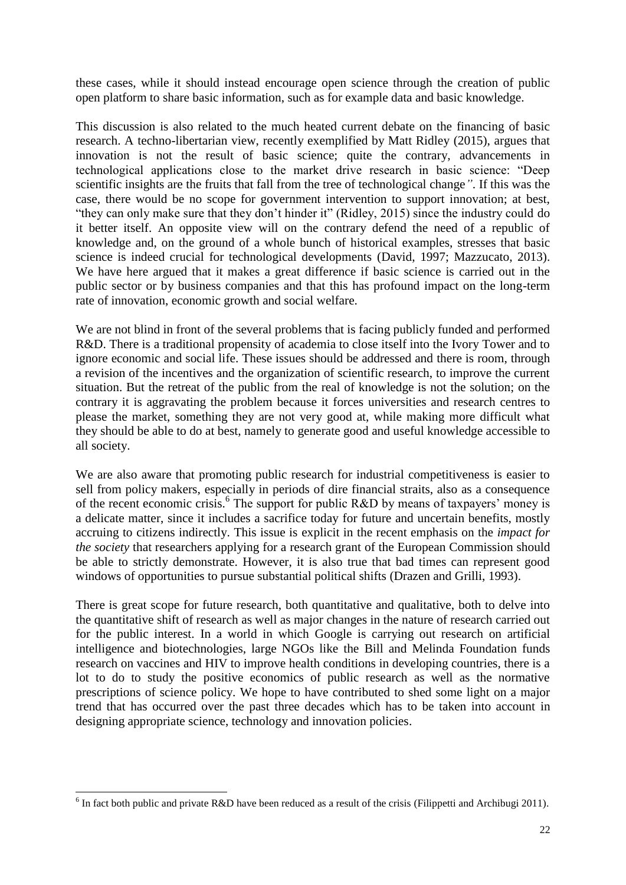these cases, while it should instead encourage open science through the creation of public open platform to share basic information, such as for example data and basic knowledge.

This discussion is also related to the much heated current debate on the financing of basic research. A techno-libertarian view, recently exemplified by Matt Ridley (2015), argues that innovation is not the result of basic science; quite the contrary, advancements in technological applications close to the market drive research in basic science: "Deep scientific insights are the fruits that fall from the tree of technological change*"*. If this was the case, there would be no scope for government intervention to support innovation; at best, "they can only make sure that they don't hinder it" (Ridley, 2015) since the industry could do it better itself. An opposite view will on the contrary defend the need of a republic of knowledge and, on the ground of a whole bunch of historical examples, stresses that basic science is indeed crucial for technological developments (David, 1997; Mazzucato, 2013). We have here argued that it makes a great difference if basic science is carried out in the public sector or by business companies and that this has profound impact on the long-term rate of innovation, economic growth and social welfare.

We are not blind in front of the several problems that is facing publicly funded and performed R&D. There is a traditional propensity of academia to close itself into the Ivory Tower and to ignore economic and social life. These issues should be addressed and there is room, through a revision of the incentives and the organization of scientific research, to improve the current situation. But the retreat of the public from the real of knowledge is not the solution; on the contrary it is aggravating the problem because it forces universities and research centres to please the market, something they are not very good at, while making more difficult what they should be able to do at best, namely to generate good and useful knowledge accessible to all society.

We are also aware that promoting public research for industrial competitiveness is easier to sell from policy makers, especially in periods of dire financial straits, also as a consequence of the recent economic crisis.[6] The support for public R&D by means of taxpayers' money is a delicate matter, since it includes a sacrifice today for future and uncertain benefits, mostly accruing to citizens indirectly. This issue is explicit in the recent emphasis on the *impact for the society* that researchers applying for a research grant of the European Commission should be able to strictly demonstrate. However, it is also true that bad times can represent good windows of opportunities to pursue substantial political shifts (Drazen and Grilli, 1993).

There is great scope for future research, both quantitative and qualitative, both to delve into the quantitative shift of research as well as major changes in the nature of research carried out for the public interest. In a world in which Google is carrying out research on artificial intelligence and biotechnologies, large NGOs like the Bill and Melinda Foundation funds research on vaccines and HIV to improve health conditions in developing countries, there is a lot to do to study the positive economics of public research as well as the normative prescriptions of science policy. We hope to have contributed to shed some light on a major trend that has occurred over the past three decades which has to be taken into account in designing appropriate science, technology and innovation policies.

[6] In fact both public and private R&D have been reduced as a result of the crisis (Filippetti and Archibugi 2011).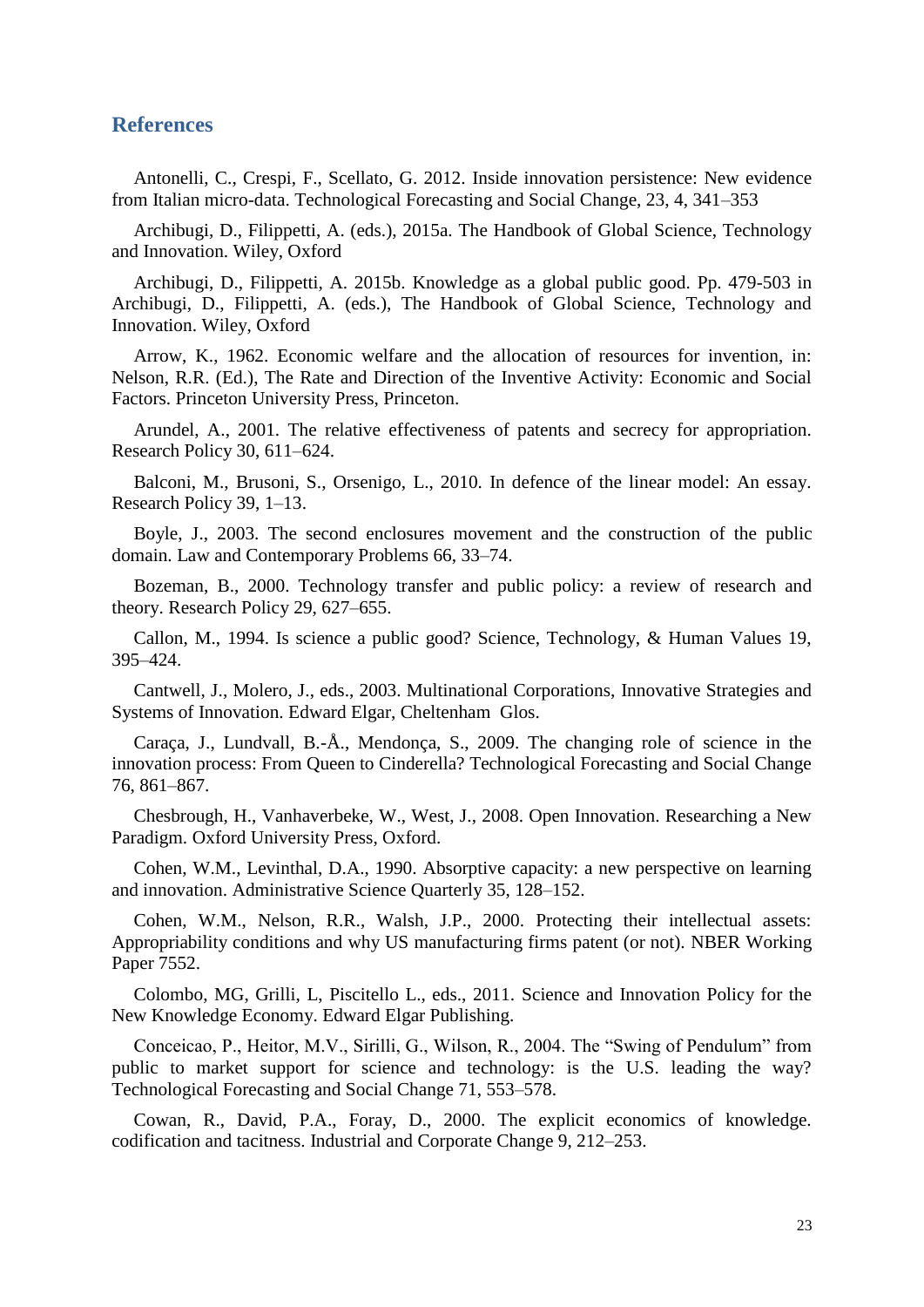## References

Antonelli, C., Crespi, F., Scellato, G. 2012. Inside innovation persistence: New evidence from Italian micro-data. Technological Forecasting and Social Change, 23, 4, 341–353

Archibugi, D., Filippetti, A. (eds.), 2015a. The Handbook of Global Science, Technology and Innovation. Wiley, Oxford

Archibugi, D., Filippetti, A. 2015b. Knowledge as a global public good. Pp. 479-503 in Archibugi, D., Filippetti, A. (eds.), The Handbook of Global Science, Technology and Innovation. Wiley, Oxford

Arrow, K., 1962. Economic welfare and the allocation of resources for invention, in: Nelson, R.R. (Ed.), The Rate and Direction of the Inventive Activity: Economic and Social Factors. Princeton University Press, Princeton.

Arundel, A., 2001. The relative effectiveness of patents and secrecy for appropriation. Research Policy 30, 611–624.

Balconi, M., Brusoni, S., Orsenigo, L., 2010. In defence of the linear model: An essay. Research Policy 39, 1–13.

Boyle, J., 2003. The second enclosures movement and the construction of the public domain. Law and Contemporary Problems 66, 33–74.

Bozeman, B., 2000. Technology transfer and public policy: a review of research and theory. Research Policy 29, 627–655.

Callon, M., 1994. Is science a public good? Science, Technology, & Human Values 19, 395–424.

Cantwell, J., Molero, J., eds., 2003. Multinational Corporations, Innovative Strategies and Systems of Innovation. Edward Elgar, Cheltenham Glos.

Caraça, J., Lundvall, B.-Å., Mendonça, S., 2009. The changing role of science in the innovation process: From Queen to Cinderella? Technological Forecasting and Social Change 76, 861–867.

Chesbrough, H., Vanhaverbeke, W., West, J., 2008. Open Innovation. Researching a New Paradigm. Oxford University Press, Oxford.

Cohen, W.M., Levinthal, D.A., 1990. Absorptive capacity: a new perspective on learning and innovation. Administrative Science Quarterly 35, 128–152.

Cohen, W.M., Nelson, R.R., Walsh, J.P., 2000. Protecting their intellectual assets: Appropriability conditions and why US manufacturing firms patent (or not). NBER Working Paper 7552.

Colombo, MG, Grilli, L, Piscitello L., eds., 2011. Science and Innovation Policy for the New Knowledge Economy. Edward Elgar Publishing.

Conceicao, P., Heitor, M.V., Sirilli, G., Wilson, R., 2004. The "Swing of Pendulum" from public to market support for science and technology: is the U.S. leading the way? Technological Forecasting and Social Change 71, 553–578.

Cowan, R., David, P.A., Foray, D., 2000. The explicit economics of knowledge. codification and tacitness. Industrial and Corporate Change 9, 212–253.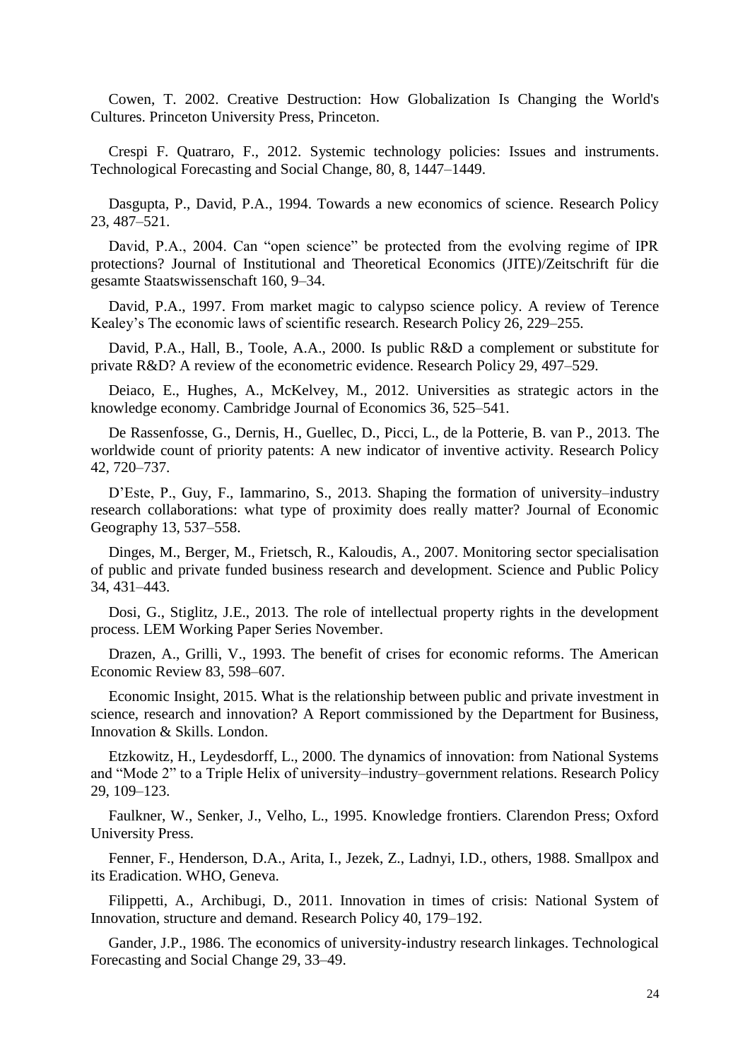Cowen, T. 2002. Creative Destruction: How Globalization Is Changing the World's Cultures. Princeton University Press, Princeton.

Crespi F. Quatraro, F., 2012. Systemic technology policies: Issues and instruments. Technological Forecasting and Social Change, 80, 8, 1447–1449.

Dasgupta, P., David, P.A., 1994. Towards a new economics of science. Research Policy 23, 487–521.

David, P.A., 2004. Can "open science" be protected from the evolving regime of IPR protections? Journal of Institutional and Theoretical Economics (JITE)/Zeitschrift für die gesamte Staatswissenschaft 160, 9–34.

David, P.A., 1997. From market magic to calypso science policy. A review of Terence Kealey's The economic laws of scientific research. Research Policy 26, 229–255.

David, P.A., Hall, B., Toole, A.A., 2000. Is public R&D a complement or substitute for private R&D? A review of the econometric evidence. Research Policy 29, 497–529.

Deiaco, E., Hughes, A., McKelvey, M., 2012. Universities as strategic actors in the knowledge economy. Cambridge Journal of Economics 36, 525–541.

De Rassenfosse, G., Dernis, H., Guellec, D., Picci, L., de la Potterie, B. van P., 2013. The worldwide count of priority patents: A new indicator of inventive activity. Research Policy 42, 720–737.

D'Este, P., Guy, F., Iammarino, S., 2013. Shaping the formation of university–industry research collaborations: what type of proximity does really matter? Journal of Economic Geography 13, 537–558.

Dinges, M., Berger, M., Frietsch, R., Kaloudis, A., 2007. Monitoring sector specialisation of public and private funded business research and development. Science and Public Policy 34, 431–443.

Dosi, G., Stiglitz, J.E., 2013. The role of intellectual property rights in the development process. LEM Working Paper Series November.

Drazen, A., Grilli, V., 1993. The benefit of crises for economic reforms. The American Economic Review 83, 598–607.

Economic Insight, 2015. What is the relationship between public and private investment in science, research and innovation? A Report commissioned by the Department for Business, Innovation & Skills. London.

Etzkowitz, H., Leydesdorff, L., 2000. The dynamics of innovation: from National Systems and "Mode 2" to a Triple Helix of university–industry–government relations. Research Policy 29, 109–123.

Faulkner, W., Senker, J., Velho, L., 1995. Knowledge frontiers. Clarendon Press; Oxford University Press.

Fenner, F., Henderson, D.A., Arita, I., Jezek, Z., Ladnyi, I.D., others, 1988. Smallpox and its Eradication. WHO, Geneva.

Filippetti, A., Archibugi, D., 2011. Innovation in times of crisis: National System of Innovation, structure and demand. Research Policy 40, 179–192.

Gander, J.P., 1986. The economics of university-industry research linkages. Technological Forecasting and Social Change 29, 33–49.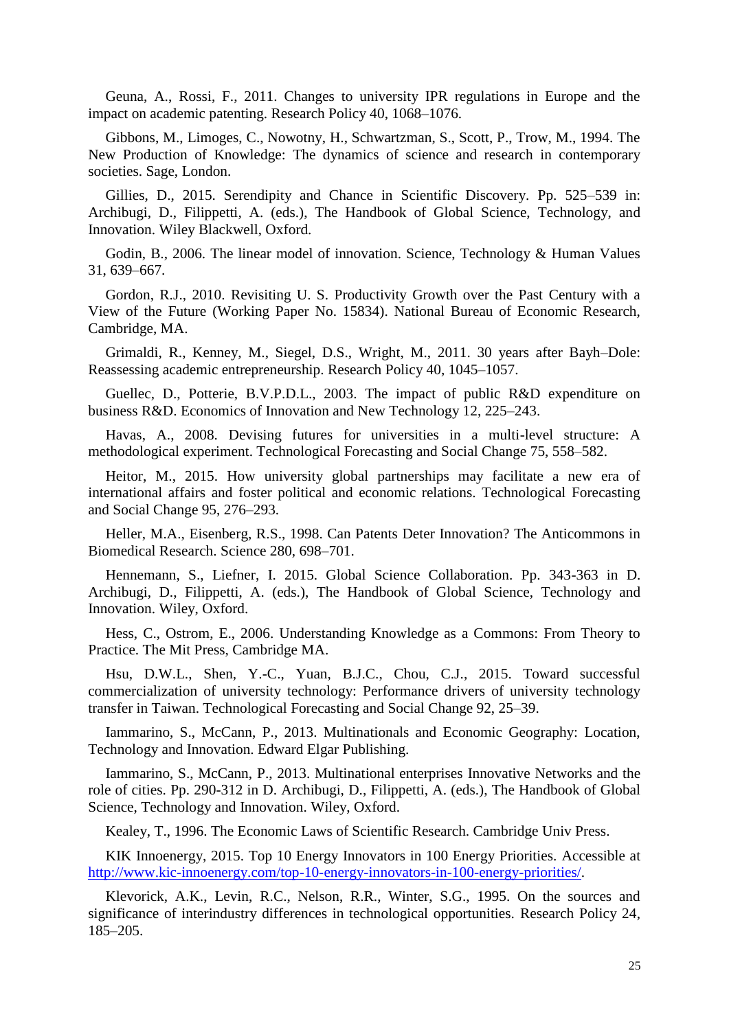Geuna, A., Rossi, F., 2011. Changes to university IPR regulations in Europe and the impact on academic patenting. Research Policy 40, 1068–1076.

Gibbons, M., Limoges, C., Nowotny, H., Schwartzman, S., Scott, P., Trow, M., 1994. The New Production of Knowledge: The dynamics of science and research in contemporary societies. Sage, London.

Gillies, D., 2015. Serendipity and Chance in Scientific Discovery. Pp. 525–539 in: Archibugi, D., Filippetti, A. (eds.), The Handbook of Global Science, Technology, and Innovation. Wiley Blackwell, Oxford.

Godin, B., 2006. The linear model of innovation. Science, Technology & Human Values 31, 639–667.

Gordon, R.J., 2010. Revisiting U. S. Productivity Growth over the Past Century with a View of the Future (Working Paper No. 15834). National Bureau of Economic Research, Cambridge, MA.

Grimaldi, R., Kenney, M., Siegel, D.S., Wright, M., 2011. 30 years after Bayh–Dole: Reassessing academic entrepreneurship. Research Policy 40, 1045–1057.

Guellec, D., Potterie, B.V.P.D.L., 2003. The impact of public R&D expenditure on business R&D. Economics of Innovation and New Technology 12, 225–243.

Havas, A., 2008. Devising futures for universities in a multi-level structure: A methodological experiment. Technological Forecasting and Social Change 75, 558–582.

Heitor, M., 2015. How university global partnerships may facilitate a new era of international affairs and foster political and economic relations. Technological Forecasting and Social Change 95, 276–293.

Heller, M.A., Eisenberg, R.S., 1998. Can Patents Deter Innovation? The Anticommons in Biomedical Research. Science 280, 698–701.

Hennemann, S., Liefner, I. 2015. Global Science Collaboration. Pp. 343-363 in D. Archibugi, D., Filippetti, A. (eds.), The Handbook of Global Science, Technology and Innovation. Wiley, Oxford.

Hess, C., Ostrom, E., 2006. Understanding Knowledge as a Commons: From Theory to Practice. The Mit Press, Cambridge MA.

Hsu, D.W.L., Shen, Y.-C., Yuan, B.J.C., Chou, C.J., 2015. Toward successful commercialization of university technology: Performance drivers of university technology transfer in Taiwan. Technological Forecasting and Social Change 92, 25–39.

Iammarino, S., McCann, P., 2013. Multinationals and Economic Geography: Location, Technology and Innovation. Edward Elgar Publishing.

Iammarino, S., McCann, P., 2013. Multinational enterprises Innovative Networks and the role of cities. Pp. 290-312 in D. Archibugi, D., Filippetti, A. (eds.), The Handbook of Global Science, Technology and Innovation. Wiley, Oxford.

Kealey, T., 1996. The Economic Laws of Scientific Research. Cambridge Univ Press.

KIK Innoenergy, 2015. Top 10 Energy Innovators in 100 Energy Priorities. Accessible at http://www.kic-innoenergy.com/top-10-energy-innovators-in-100-energy-priorities/.

Klevorick, A.K., Levin, R.C., Nelson, R.R., Winter, S.G., 1995. On the sources and significance of interindustry differences in technological opportunities. Research Policy 24, 185–205.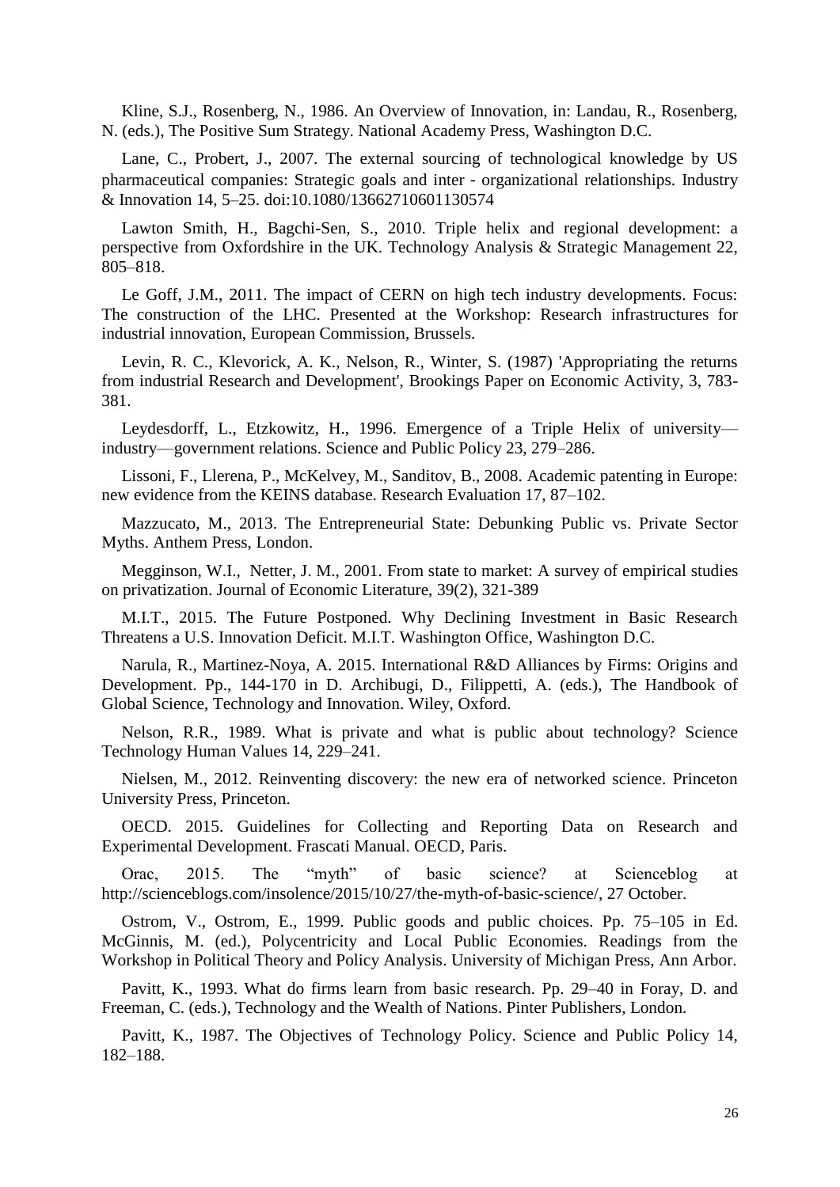Kline, S.J., Rosenberg, N., 1986. An Overview of Innovation, in: Landau, R., Rosenberg, N. (eds.), The Positive Sum Strategy. National Academy Press, Washington D.C.

Lane, C., Probert, J., 2007. The external sourcing of technological knowledge by US pharmaceutical companies: Strategic goals and inter - organizational relationships. Industry & Innovation 14, 5–25. doi:10.1080/13662710601130574

Lawton Smith, H., Bagchi-Sen, S., 2010. Triple helix and regional development: a perspective from Oxfordshire in the UK. Technology Analysis & Strategic Management 22, 805–818.

Le Goff, J.M., 2011. The impact of CERN on high tech industry developments. Focus: The construction of the LHC. Presented at the Workshop: Research infrastructures for industrial innovation, European Commission, Brussels.

Levin, R. C., Klevorick, A. K., Nelson, R., Winter, S. (1987) 'Appropriating the returns from industrial Research and Development', Brookings Paper on Economic Activity, 3, 783-381.

Leydesdorff, L., Etzkowitz, H., 1996. Emergence of a Triple Helix of university—industry—government relations. Science and Public Policy 23, 279–286.

Lissoni, F., Llerena, P., McKelvey, M., Sanditov, B., 2008. Academic patenting in Europe: new evidence from the KEINS database. Research Evaluation 17, 87–102.

Mazzucato, M., 2013. The Entrepreneurial State: Debunking Public vs. Private Sector Myths. Anthem Press, London.

Megginson, W.I., Netter, J. M., 2001. From state to market: A survey of empirical studies on privatization. Journal of Economic Literature, 39(2), 321-389

M.I.T., 2015. The Future Postponed. Why Declining Investment in Basic Research Threatens a U.S. Innovation Deficit. M.I.T. Washington Office, Washington D.C.

Narula, R., Martinez-Noya, A. 2015. International R&D Alliances by Firms: Origins and Development. Pp., 144-170 in D. Archibugi, D., Filippetti, A. (eds.), The Handbook of Global Science, Technology and Innovation. Wiley, Oxford.

Nelson, R.R., 1989. What is private and what is public about technology? Science Technology Human Values 14, 229–241.

Nielsen, M., 2012. Reinventing discovery: the new era of networked science. Princeton University Press, Princeton.

OECD. 2015. Guidelines for Collecting and Reporting Data on Research and Experimental Development. Frascati Manual. OECD, Paris.

Orac, 2015. The "myth" of basic science? at Scienceblog at http://scienceblogs.com/insolence/2015/10/27/the-myth-of-basic-science/, 27 October.

Ostrom, V., Ostrom, E., 1999. Public goods and public choices. Pp. 75–105 in Ed. McGinnis, M. (ed.), Polycentricity and Local Public Economies. Readings from the Workshop in Political Theory and Policy Analysis. University of Michigan Press, Ann Arbor.

Pavitt, K., 1993. What do firms learn from basic research. Pp. 29–40 in Foray, D. and Freeman, C. (eds.), Technology and the Wealth of Nations. Pinter Publishers, London.

Pavitt, K., 1987. The Objectives of Technology Policy. Science and Public Policy 14, 182–188.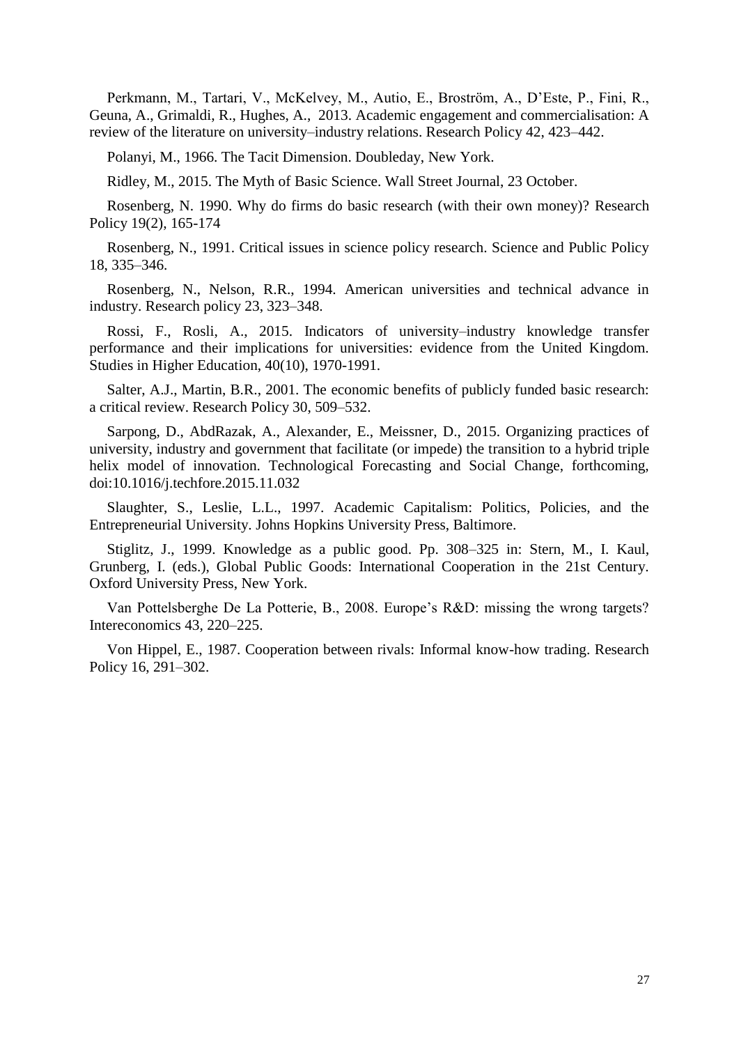Perkmann, M., Tartari, V., McKelvey, M., Autio, E., Broström, A., D'Este, P., Fini, R., Geuna, A., Grimaldi, R., Hughes, A., 2013. Academic engagement and commercialisation: A review of the literature on university–industry relations. Research Policy 42, 423–442.

Polanyi, M., 1966. The Tacit Dimension. Doubleday, New York.

Ridley, M., 2015. The Myth of Basic Science. Wall Street Journal, 23 October.

Rosenberg, N. 1990. Why do firms do basic research (with their own money)? Research Policy 19(2), 165-174

Rosenberg, N., 1991. Critical issues in science policy research. Science and Public Policy 18, 335–346.

Rosenberg, N., Nelson, R.R., 1994. American universities and technical advance in industry. Research policy 23, 323–348.

Rossi, F., Rosli, A., 2015. Indicators of university–industry knowledge transfer performance and their implications for universities: evidence from the United Kingdom. Studies in Higher Education, 40(10), 1970-1991.

Salter, A.J., Martin, B.R., 2001. The economic benefits of publicly funded basic research: a critical review. Research Policy 30, 509–532.

Sarpong, D., AbdRazak, A., Alexander, E., Meissner, D., 2015. Organizing practices of university, industry and government that facilitate (or impede) the transition to a hybrid triple helix model of innovation. Technological Forecasting and Social Change, forthcoming, doi:10.1016/j.techfore.2015.11.032

Slaughter, S., Leslie, L.L., 1997. Academic Capitalism: Politics, Policies, and the Entrepreneurial University. Johns Hopkins University Press, Baltimore.

Stiglitz, J., 1999. Knowledge as a public good. Pp. 308–325 in: Stern, M., I. Kaul, Grunberg, I. (eds.), Global Public Goods: International Cooperation in the 21st Century. Oxford University Press, New York.

Van Pottelsberghe De La Potterie, B., 2008. Europe's R&D: missing the wrong targets? Intereconomics 43, 220–225.

Von Hippel, E., 1987. Cooperation between rivals: Informal know-how trading. Research Policy 16, 291–302.